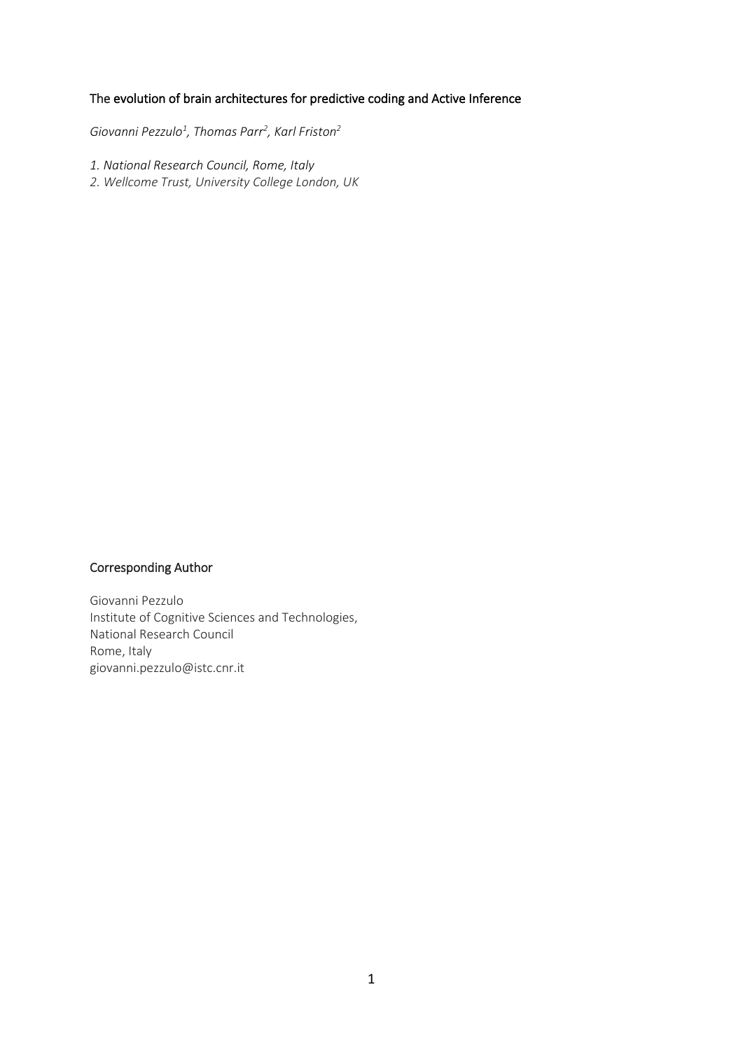# The evolution of brain architectures for predictive coding and Active Inference

*Giovanni Pezzulo[1], Thomas Parr[2], Karl Friston[2]*

*1. National Research Council, Rome, Italy*

*2. Wellcome Trust, University College London, UK*

## Corresponding Author

Giovanni Pezzulo
Institute of Cognitive Sciences and Technologies,
National Research Council
Rome, Italy
giovanni.pezzulo@istc.cnr.it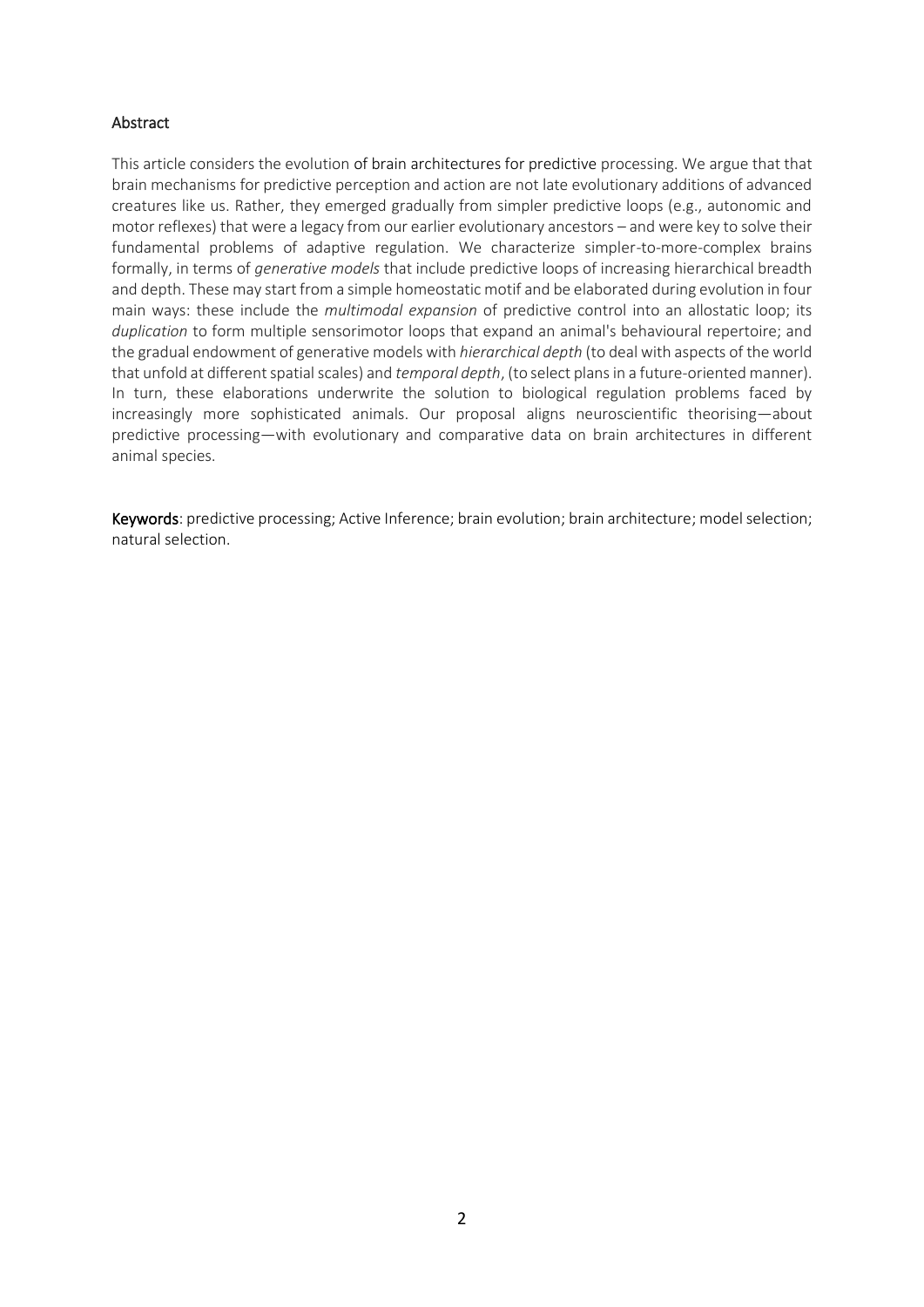## Abstract

This article considers the evolution of brain architectures for predictive processing. We argue that that brain mechanisms for predictive perception and action are not late evolutionary additions of advanced creatures like us. Rather, they emerged gradually from simpler predictive loops (e.g., autonomic and motor reflexes) that were a legacy from our earlier evolutionary ancestors – and were key to solve their fundamental problems of adaptive regulation. We characterize simpler-to-more-complex brains formally, in terms of *generative models* that include predictive loops of increasing hierarchical breadth and depth. These may start from a simple homeostatic motif and be elaborated during evolution in four main ways: these include the *multimodal expansion* of predictive control into an allostatic loop; its *duplication* to form multiple sensorimotor loops that expand an animal's behavioural repertoire; and the gradual endowment of generative models with *hierarchical depth* (to deal with aspects of the world that unfold at different spatial scales) and *temporal depth*, (to select plans in a future-oriented manner). In turn, these elaborations underwrite the solution to biological regulation problems faced by increasingly more sophisticated animals. Our proposal aligns neuroscientific theorising—about predictive processing—with evolutionary and comparative data on brain architectures in different animal species.

**Keywords**: predictive processing; Active Inference; brain evolution; brain architecture; model selection; natural selection.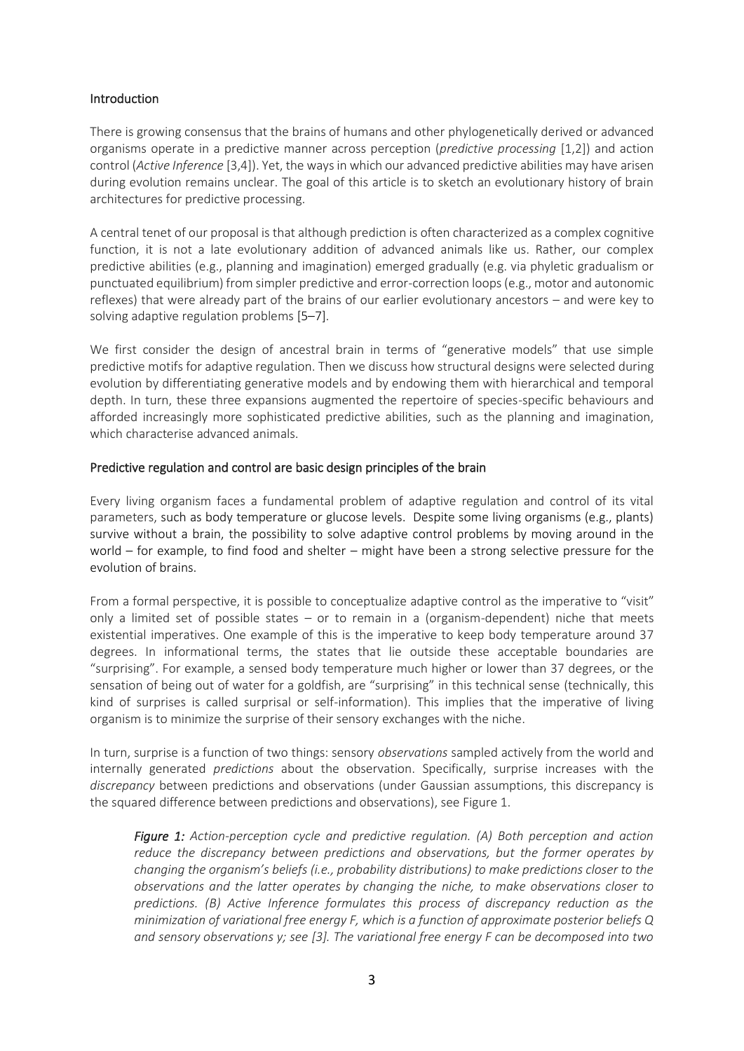## Introduction

There is growing consensus that the brains of humans and other phylogenetically derived or advanced organisms operate in a predictive manner across perception (*predictive processing* [1,2]) and action control (*Active Inference* [3,4]). Yet, the ways in which our advanced predictive abilities may have arisen during evolution remains unclear. The goal of this article is to sketch an evolutionary history of brain architectures for predictive processing.

A central tenet of our proposal is that although prediction is often characterized as a complex cognitive function, it is not a late evolutionary addition of advanced animals like us. Rather, our complex predictive abilities (e.g., planning and imagination) emerged gradually (e.g. via phyletic gradualism or punctuated equilibrium) from simpler predictive and error-correction loops (e.g., motor and autonomic reflexes) that were already part of the brains of our earlier evolutionary ancestors – and were key to solving adaptive regulation problems [5–7].

We first consider the design of ancestral brain in terms of "generative models" that use simple predictive motifs for adaptive regulation. Then we discuss how structural designs were selected during evolution by differentiating generative models and by endowing them with hierarchical and temporal depth. In turn, these three expansions augmented the repertoire of species-specific behaviours and afforded increasingly more sophisticated predictive abilities, such as the planning and imagination, which characterise advanced animals.

## Predictive regulation and control are basic design principles of the brain

Every living organism faces a fundamental problem of adaptive regulation and control of its vital parameters, such as body temperature or glucose levels. Despite some living organisms (e.g., plants) survive without a brain, the possibility to solve adaptive control problems by moving around in the world – for example, to find food and shelter – might have been a strong selective pressure for the evolution of brains.

From a formal perspective, it is possible to conceptualize adaptive control as the imperative to "visit" only a limited set of possible states – or to remain in a (organism-dependent) niche that meets existential imperatives. One example of this is the imperative to keep body temperature around 37 degrees. In informational terms, the states that lie outside these acceptable boundaries are "surprising". For example, a sensed body temperature much higher or lower than 37 degrees, or the sensation of being out of water for a goldfish, are "surprising" in this technical sense (technically, this kind of surprises is called surprisal or self-information). This implies that the imperative of living organism is to minimize the surprise of their sensory exchanges with the niche.

In turn, surprise is a function of two things: sensory *observations* sampled actively from the world and internally generated *predictions* about the observation. Specifically, surprise increases with the *discrepancy* between predictions and observations (under Gaussian assumptions, this discrepancy is the squared difference between predictions and observations), see Figure 1.

> ***Figure 1:*** *Action-perception cycle and predictive regulation. (A) Both perception and action reduce the discrepancy between predictions and observations, but the former operates by changing the organism's beliefs (i.e., probability distributions) to make predictions closer to the observations and the latter operates by changing the niche, to make observations closer to predictions. (B) Active Inference formulates this process of discrepancy reduction as the minimization of variational free energy F, which is a function of approximate posterior beliefs Q and sensory observations y; see [3]. The variational free energy F can be decomposed into two*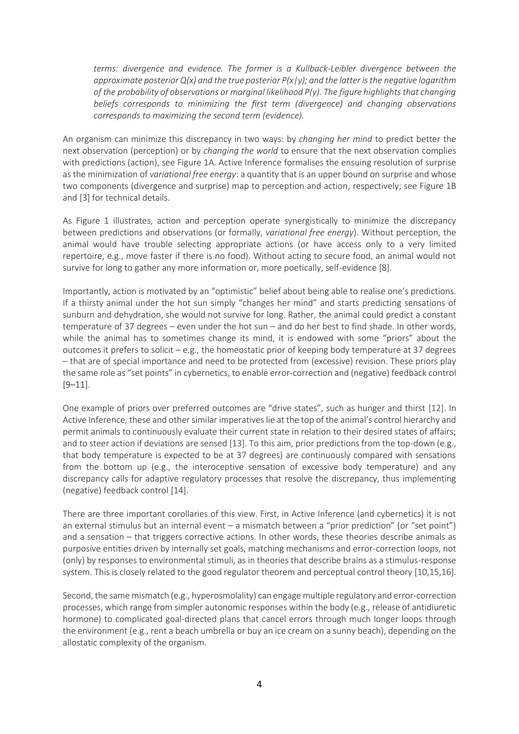*terms: divergence and evidence. The former is a Kullback-Leibler divergence between the approximate posterior Q(x) and the true posterior P(x|y); and the latter is the negative logarithm of the probability of observations or marginal likelihood P(y). The figure highlights that changing beliefs corresponds to minimizing the first term (divergence) and changing observations corresponds to maximizing the second term (evidence).*

An organism can minimize this discrepancy in two ways: by *changing her mind* to predict better the next observation (perception) or by *changing the world* to ensure that the next observation complies with predictions (action), see Figure 1A. Active Inference formalises the ensuing resolution of surprise as the minimization of *variational free energy*: a quantity that is an upper bound on surprise and whose two components (divergence and surprise) map to perception and action, respectively; see Figure 1B and [3] for technical details.

As Figure 1 illustrates, action and perception operate synergistically to minimize the discrepancy between predictions and observations (or formally, *variational free energy*). Without perception, the animal would have trouble selecting appropriate actions (or have access only to a very limited repertoire, e.g., move faster if there is no food). Without acting to secure food, an animal would not survive for long to gather any more information or, more poetically, self-evidence [8].

Importantly, action is motivated by an "optimistic" belief about being able to realise one's predictions. If a thirsty animal under the hot sun simply "changes her mind" and starts predicting sensations of sunburn and dehydration, she would not survive for long. Rather, the animal could predict a constant temperature of 37 degrees – even under the hot sun – and do her best to find shade. In other words, while the animal has to sometimes change its mind, it is endowed with some "priors" about the outcomes it prefers to solicit – e.g., the homeostatic prior of keeping body temperature at 37 degrees – that are of special importance and need to be protected from (excessive) revision. These priors play the same role as "set points" in cybernetics, to enable error-correction and (negative) feedback control [9–11].

One example of priors over preferred outcomes are "drive states", such as hunger and thirst [12]. In Active Inference, these and other similar imperatives lie at the top of the animal's control hierarchy and permit animals to continuously evaluate their current state in relation to their desired states of affairs; and to steer action if deviations are sensed [13]. To this aim, prior predictions from the top-down (e.g., that body temperature is expected to be at 37 degrees) are continuously compared with sensations from the bottom up (e.g., the interoceptive sensation of excessive body temperature) and any discrepancy calls for adaptive regulatory processes that resolve the discrepancy, thus implementing (negative) feedback control [14].

There are three important corollaries of this view. First, in Active Inference (and cybernetics) it is not an external stimulus but an internal event – a mismatch between a "prior prediction" (or "set point") and a sensation – that triggers corrective actions. In other words, these theories describe animals as purposive entities driven by internally set goals, matching mechanisms and error-correction loops, not (only) by responses to environmental stimuli, as in theories that describe brains as a stimulus-response system. This is closely related to the good regulator theorem and perceptual control theory [10,15,16].

Second, the same mismatch (e.g., hyperosmolality) can engage multiple regulatory and error-correction processes, which range from simpler autonomic responses within the body (e.g., release of antidiuretic hormone) to complicated goal-directed plans that cancel errors through much longer loops through the environment (e.g., rent a beach umbrella or buy an ice cream on a sunny beach), depending on the allostatic complexity of the organism.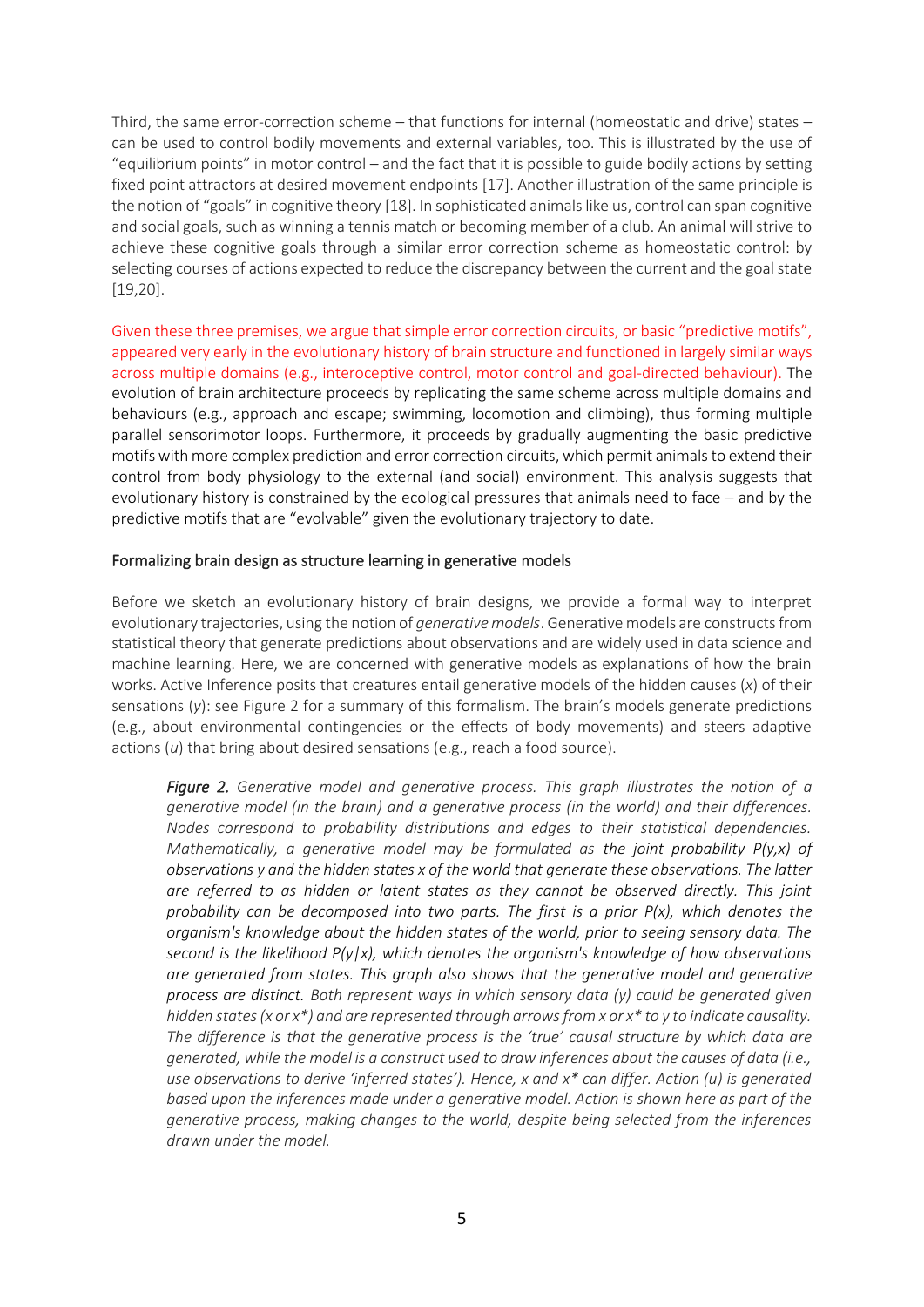Third, the same error-correction scheme – that functions for internal (homeostatic and drive) states – can be used to control bodily movements and external variables, too. This is illustrated by the use of "equilibrium points" in motor control – and the fact that it is possible to guide bodily actions by setting fixed point attractors at desired movement endpoints [17]. Another illustration of the same principle is the notion of "goals" in cognitive theory [18]. In sophisticated animals like us, control can span cognitive and social goals, such as winning a tennis match or becoming member of a club. An animal will strive to achieve these cognitive goals through a similar error correction scheme as homeostatic control: by selecting courses of actions expected to reduce the discrepancy between the current and the goal state [19,20].

Given these three premises, we argue that simple error correction circuits, or basic "predictive motifs", appeared very early in the evolutionary history of brain structure and functioned in largely similar ways across multiple domains (e.g., interoceptive control, motor control and goal-directed behaviour). The evolution of brain architecture proceeds by replicating the same scheme across multiple domains and behaviours (e.g., approach and escape; swimming, locomotion and climbing), thus forming multiple parallel sensorimotor loops. Furthermore, it proceeds by gradually augmenting the basic predictive motifs with more complex prediction and error correction circuits, which permit animals to extend their control from body physiology to the external (and social) environment. This analysis suggests that evolutionary history is constrained by the ecological pressures that animals need to face – and by the predictive motifs that are "evolvable" given the evolutionary trajectory to date.

## Formalizing brain design as structure learning in generative models

Before we sketch an evolutionary history of brain designs, we provide a formal way to interpret evolutionary trajectories, using the notion of *generative models*. Generative models are constructs from statistical theory that generate predictions about observations and are widely used in data science and machine learning. Here, we are concerned with generative models as explanations of how the brain works. Active Inference posits that creatures entail generative models of the hidden causes ($x$) of their sensations ($y$): see Figure 2 for a summary of this formalism. The brain's models generate predictions (e.g., about environmental contingencies or the effects of body movements) and steers adaptive actions ($u$) that bring about desired sensations (e.g., reach a food source).

> ***Figure 2.*** *Generative model and generative process. This graph illustrates the notion of a generative model (in the brain) and a generative process (in the world) and their differences. Nodes correspond to probability distributions and edges to their statistical dependencies. Mathematically, a generative model may be formulated as the joint probability $P(y,x)$ of observations y and the hidden states x of the world that generate these observations. The latter are referred to as hidden or latent states as they cannot be observed directly. This joint probability can be decomposed into two parts. The first is a prior $P(x)$, which denotes the organism's knowledge about the hidden states of the world, prior to seeing sensory data. The second is the likelihood $P(y|x)$, which denotes the organism's knowledge of how observations are generated from states. This graph also shows that the generative model and generative process are distinct. Both represent ways in which sensory data (y) could be generated given hidden states (x or $x^*$) and are represented through arrows from x or $x^*$ to y to indicate causality. The difference is that the generative process is the 'true' causal structure by which data are generated, while the model is a construct used to draw inferences about the causes of data (i.e., use observations to derive 'inferred states'). Hence, x and $x^*$ can differ. Action (u) is generated based upon the inferences made under a generative model. Action is shown here as part of the generative process, making changes to the world, despite being selected from the inferences drawn under the model.*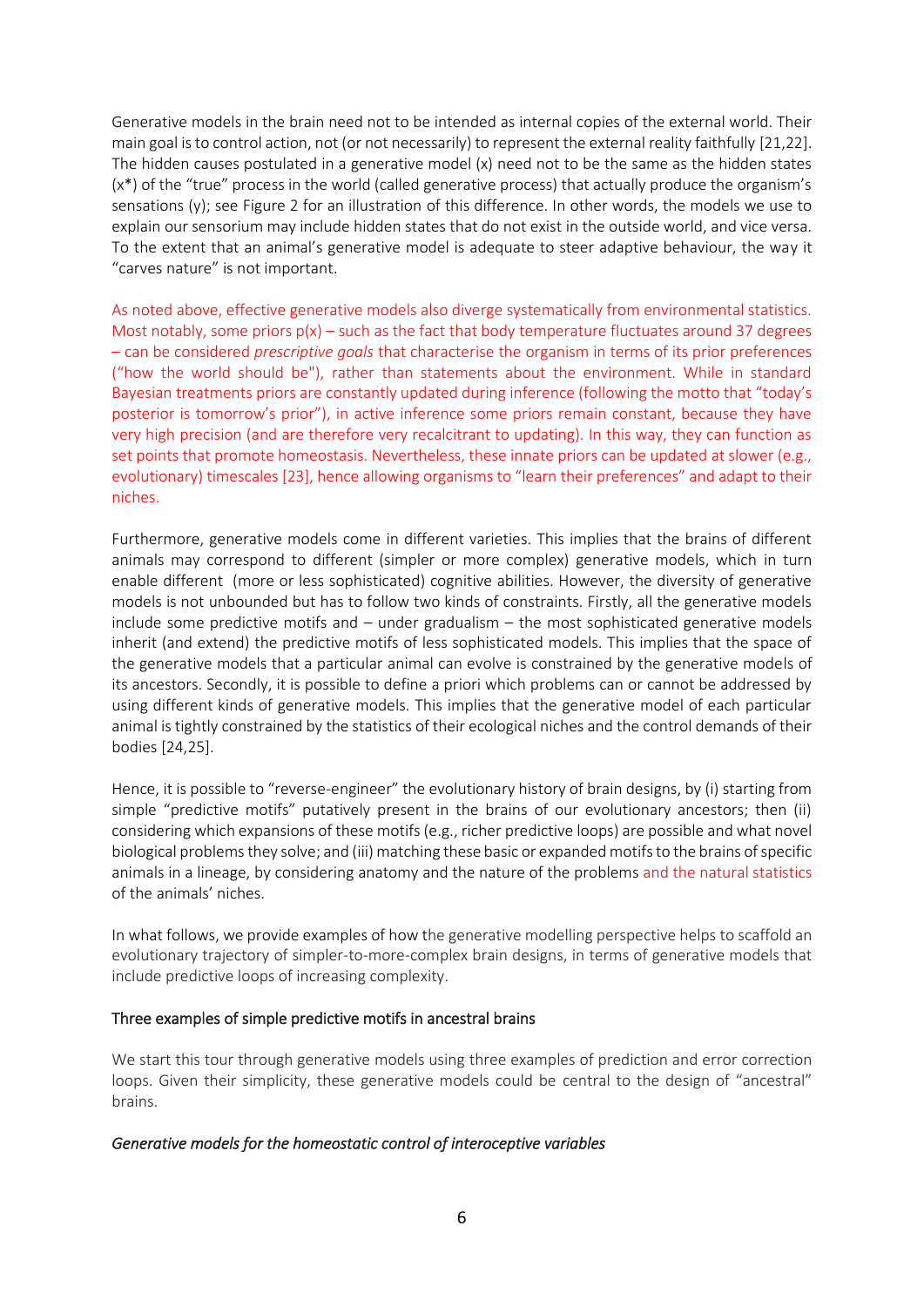Generative models in the brain need not to be intended as internal copies of the external world. Their main goal is to control action, not (or not necessarily) to represent the external reality faithfully [21,22]. The hidden causes postulated in a generative model ($x$) need not to be the same as the hidden states ($x^*$) of the "true" process in the world (called generative process) that actually produce the organism's sensations ($y$); see Figure 2 for an illustration of this difference. In other words, the models we use to explain our sensorium may include hidden states that do not exist in the outside world, and vice versa. To the extent that an animal's generative model is adequate to steer adaptive behaviour, the way it "carves nature" is not important.

As noted above, effective generative models also diverge systematically from environmental statistics. Most notably, some priors $p(x)$ – such as the fact that body temperature fluctuates around 37 degrees – can be considered *prescriptive goals* that characterise the organism in terms of its prior preferences ("how the world should be"), rather than statements about the environment. While in standard Bayesian treatments priors are constantly updated during inference (following the motto that "today's posterior is tomorrow's prior"), in active inference some priors remain constant, because they have very high precision (and are therefore very recalcitrant to updating). In this way, they can function as set points that promote homeostasis. Nevertheless, these innate priors can be updated at slower (e.g., evolutionary) timescales [23], hence allowing organisms to "learn their preferences" and adapt to their niches.

Furthermore, generative models come in different varieties. This implies that the brains of different animals may correspond to different (simpler or more complex) generative models, which in turn enable different (more or less sophisticated) cognitive abilities. However, the diversity of generative models is not unbounded but has to follow two kinds of constraints. Firstly, all the generative models include some predictive motifs and – under gradualism – the most sophisticated generative models inherit (and extend) the predictive motifs of less sophisticated models. This implies that the space of the generative models that a particular animal can evolve is constrained by the generative models of its ancestors. Secondly, it is possible to define a priori which problems can or cannot be addressed by using different kinds of generative models. This implies that the generative model of each particular animal is tightly constrained by the statistics of their ecological niches and the control demands of their bodies [24,25].

Hence, it is possible to "reverse-engineer" the evolutionary history of brain designs, by (i) starting from simple "predictive motifs" putatively present in the brains of our evolutionary ancestors; then (ii) considering which expansions of these motifs (e.g., richer predictive loops) are possible and what novel biological problems they solve; and (iii) matching these basic or expanded motifs to the brains of specific animals in a lineage, by considering anatomy and the nature of the problems and the natural statistics of the animals' niches.

In what follows, we provide examples of how the generative modelling perspective helps to scaffold an evolutionary trajectory of simpler-to-more-complex brain designs, in terms of generative models that include predictive loops of increasing complexity.

## Three examples of simple predictive motifs in ancestral brains

We start this tour through generative models using three examples of prediction and error correction loops. Given their simplicity, these generative models could be central to the design of "ancestral" brains.

### *Generative models for the homeostatic control of interoceptive variables*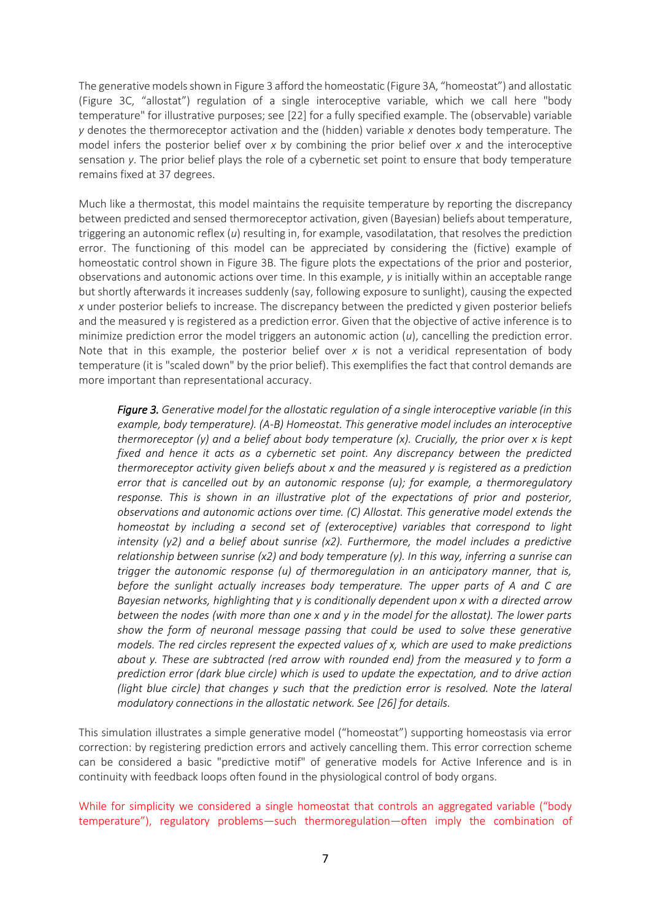The generative models shown in Figure 3 afford the homeostatic (Figure 3A, "homeostat") and allostatic (Figure 3C, "allostat") regulation of a single interoceptive variable, which we call here "body temperature" for illustrative purposes; see [22] for a fully specified example. The (observable) variable *y* denotes the thermoreceptor activation and the (hidden) variable *x* denotes body temperature. The model infers the posterior belief over *x* by combining the prior belief over *x* and the interoceptive sensation *y*. The prior belief plays the role of a cybernetic set point to ensure that body temperature remains fixed at 37 degrees.

Much like a thermostat, this model maintains the requisite temperature by reporting the discrepancy between predicted and sensed thermoreceptor activation, given (Bayesian) beliefs about temperature, triggering an autonomic reflex (*u*) resulting in, for example, vasodilatation, that resolves the prediction error. The functioning of this model can be appreciated by considering the (fictive) example of homeostatic control shown in Figure 3B. The figure plots the expectations of the prior and posterior, observations and autonomic actions over time. In this example, *y* is initially within an acceptable range but shortly afterwards it increases suddenly (say, following exposure to sunlight), causing the expected *x* under posterior beliefs to increase. The discrepancy between the predicted y given posterior beliefs and the measured y is registered as a prediction error. Given that the objective of active inference is to minimize prediction error the model triggers an autonomic action (*u*), cancelling the prediction error. Note that in this example, the posterior belief over *x* is not a veridical representation of body temperature (it is "scaled down" by the prior belief). This exemplifies the fact that control demands are more important than representational accuracy.

> ***Figure 3.*** *Generative model for the allostatic regulation of a single interoceptive variable (in this example, body temperature). (A-B) Homeostat. This generative model includes an interoceptive thermoreceptor (y) and a belief about body temperature (x). Crucially, the prior over x is kept fixed and hence it acts as a cybernetic set point. Any discrepancy between the predicted thermoreceptor activity given beliefs about x and the measured y is registered as a prediction error that is cancelled out by an autonomic response (u); for example, a thermoregulatory response. This is shown in an illustrative plot of the expectations of prior and posterior, observations and autonomic actions over time. (C) Allostat. This generative model extends the homeostat by including a second set of (exteroceptive) variables that correspond to light intensity (y2) and a belief about sunrise (x2). Furthermore, the model includes a predictive relationship between sunrise (x2) and body temperature (y). In this way, inferring a sunrise can trigger the autonomic response (u) of thermoregulation in an anticipatory manner, that is, before the sunlight actually increases body temperature. The upper parts of A and C are Bayesian networks, highlighting that y is conditionally dependent upon x with a directed arrow between the nodes (with more than one x and y in the model for the allostat). The lower parts show the form of neuronal message passing that could be used to solve these generative models. The red circles represent the expected values of x, which are used to make predictions about y. These are subtracted (red arrow with rounded end) from the measured y to form a prediction error (dark blue circle) which is used to update the expectation, and to drive action (light blue circle) that changes y such that the prediction error is resolved. Note the lateral modulatory connections in the allostatic network. See [26] for details.*

This simulation illustrates a simple generative model ("homeostat") supporting homeostasis via error correction: by registering prediction errors and actively cancelling them. This error correction scheme can be considered a basic "predictive motif" of generative models for Active Inference and is in continuity with feedback loops often found in the physiological control of body organs.

While for simplicity we considered a single homeostat that controls an aggregated variable ("body temperature"), regulatory problems—such thermoregulation—often imply the combination of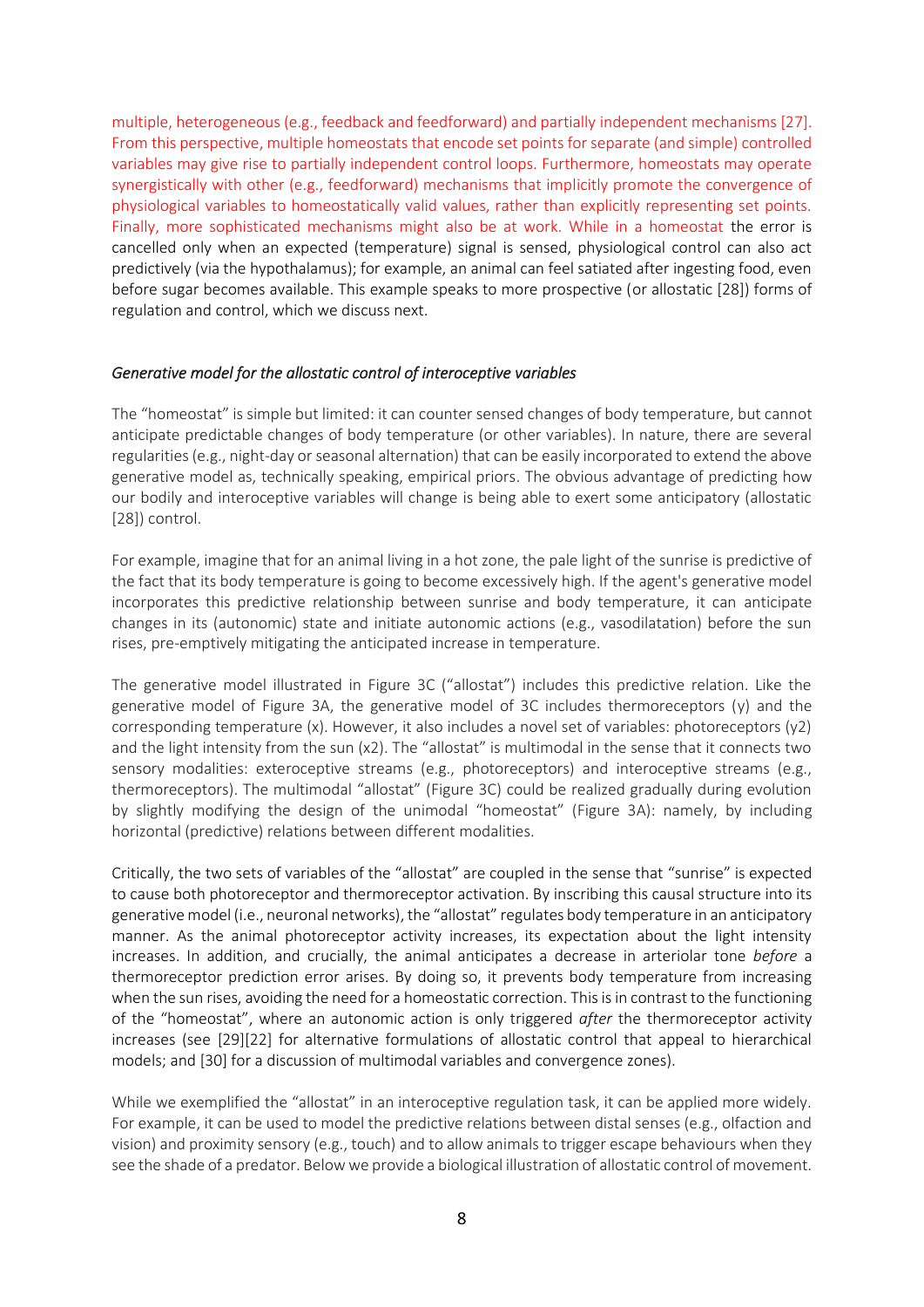multiple, heterogeneous (e.g., feedback and feedforward) and partially independent mechanisms [27]. From this perspective, multiple homeostats that encode set points for separate (and simple) controlled variables may give rise to partially independent control loops. Furthermore, homeostats may operate synergistically with other (e.g., feedforward) mechanisms that implicitly promote the convergence of physiological variables to homeostatically valid values, rather than explicitly representing set points. Finally, more sophisticated mechanisms might also be at work. While in a homeostat the error is cancelled only when an expected (temperature) signal is sensed, physiological control can also act predictively (via the hypothalamus); for example, an animal can feel satiated after ingesting food, even before sugar becomes available. This example speaks to more prospective (or allostatic [28]) forms of regulation and control, which we discuss next.

### *Generative model for the allostatic control of interoceptive variables*

The "homeostat" is simple but limited: it can counter sensed changes of body temperature, but cannot anticipate predictable changes of body temperature (or other variables). In nature, there are several regularities (e.g., night-day or seasonal alternation) that can be easily incorporated to extend the above generative model as, technically speaking, empirical priors. The obvious advantage of predicting how our bodily and interoceptive variables will change is being able to exert some anticipatory (allostatic [28]) control.

For example, imagine that for an animal living in a hot zone, the pale light of the sunrise is predictive of the fact that its body temperature is going to become excessively high. If the agent's generative model incorporates this predictive relationship between sunrise and body temperature, it can anticipate changes in its (autonomic) state and initiate autonomic actions (e.g., vasodilatation) before the sun rises, pre-emptively mitigating the anticipated increase in temperature.

The generative model illustrated in Figure 3C ("allostat") includes this predictive relation. Like the generative model of Figure 3A, the generative model of 3C includes thermoreceptors (y) and the corresponding temperature (x). However, it also includes a novel set of variables: photoreceptors (y2) and the light intensity from the sun (x2). The "allostat" is multimodal in the sense that it connects two sensory modalities: exteroceptive streams (e.g., photoreceptors) and interoceptive streams (e.g., thermoreceptors). The multimodal "allostat" (Figure 3C) could be realized gradually during evolution by slightly modifying the design of the unimodal "homeostat" (Figure 3A): namely, by including horizontal (predictive) relations between different modalities.

Critically, the two sets of variables of the "allostat" are coupled in the sense that "sunrise" is expected to cause both photoreceptor and thermoreceptor activation. By inscribing this causal structure into its generative model (i.e., neuronal networks), the "allostat" regulates body temperature in an anticipatory manner. As the animal photoreceptor activity increases, its expectation about the light intensity increases. In addition, and crucially, the animal anticipates a decrease in arteriolar tone *before* a thermoreceptor prediction error arises. By doing so, it prevents body temperature from increasing when the sun rises, avoiding the need for a homeostatic correction. This is in contrast to the functioning of the "homeostat", where an autonomic action is only triggered *after* the thermoreceptor activity increases (see [29][22] for alternative formulations of allostatic control that appeal to hierarchical models; and [30] for a discussion of multimodal variables and convergence zones).

While we exemplified the "allostat" in an interoceptive regulation task, it can be applied more widely. For example, it can be used to model the predictive relations between distal senses (e.g., olfaction and vision) and proximity sensory (e.g., touch) and to allow animals to trigger escape behaviours when they see the shade of a predator. Below we provide a biological illustration of allostatic control of movement.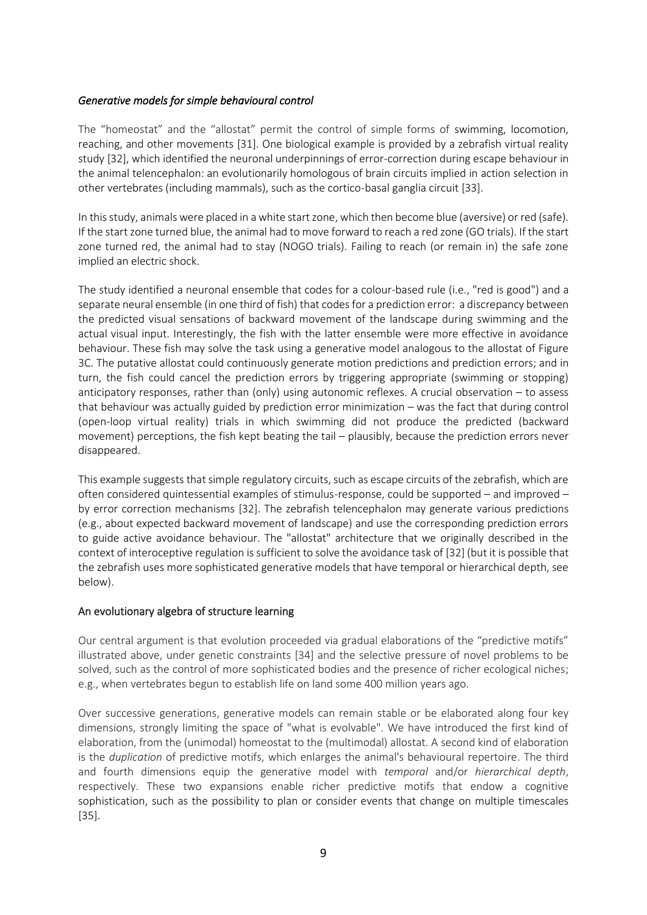### *Generative models for simple behavioural control*

The "homeostat" and the "allostat" permit the control of simple forms of swimming, locomotion, reaching, and other movements [31]. One biological example is provided by a zebrafish virtual reality study [32], which identified the neuronal underpinnings of error-correction during escape behaviour in the animal telencephalon: an evolutionarily homologous of brain circuits implied in action selection in other vertebrates (including mammals), such as the cortico-basal ganglia circuit [33].

In this study, animals were placed in a white start zone, which then become blue (aversive) or red (safe). If the start zone turned blue, the animal had to move forward to reach a red zone (GO trials). If the start zone turned red, the animal had to stay (NOGO trials). Failing to reach (or remain in) the safe zone implied an electric shock.

The study identified a neuronal ensemble that codes for a colour-based rule (i.e., "red is good") and a separate neural ensemble (in one third of fish) that codes for a prediction error: a discrepancy between the predicted visual sensations of backward movement of the landscape during swimming and the actual visual input. Interestingly, the fish with the latter ensemble were more effective in avoidance behaviour. These fish may solve the task using a generative model analogous to the allostat of Figure 3C. The putative allostat could continuously generate motion predictions and prediction errors; and in turn, the fish could cancel the prediction errors by triggering appropriate (swimming or stopping) anticipatory responses, rather than (only) using autonomic reflexes. A crucial observation – to assess that behaviour was actually guided by prediction error minimization – was the fact that during control (open-loop virtual reality) trials in which swimming did not produce the predicted (backward movement) perceptions, the fish kept beating the tail – plausibly, because the prediction errors never disappeared.

This example suggests that simple regulatory circuits, such as escape circuits of the zebrafish, which are often considered quintessential examples of stimulus-response, could be supported – and improved – by error correction mechanisms [32]. The zebrafish telencephalon may generate various predictions (e.g., about expected backward movement of landscape) and use the corresponding prediction errors to guide active avoidance behaviour. The "allostat" architecture that we originally described in the context of interoceptive regulation is sufficient to solve the avoidance task of [32] (but it is possible that the zebrafish uses more sophisticated generative models that have temporal or hierarchical depth, see below).

### An evolutionary algebra of structure learning

Our central argument is that evolution proceeded via gradual elaborations of the "predictive motifs" illustrated above, under genetic constraints [34] and the selective pressure of novel problems to be solved, such as the control of more sophisticated bodies and the presence of richer ecological niches; e.g., when vertebrates begun to establish life on land some 400 million years ago.

Over successive generations, generative models can remain stable or be elaborated along four key dimensions, strongly limiting the space of "what is evolvable". We have introduced the first kind of elaboration, from the (unimodal) homeostat to the (multimodal) allostat. A second kind of elaboration is the *duplication* of predictive motifs, which enlarges the animal's behavioural repertoire. The third and fourth dimensions equip the generative model with *temporal* and/or *hierarchical depth*, respectively. These two expansions enable richer predictive motifs that endow a cognitive sophistication, such as the possibility to plan or consider events that change on multiple timescales [35].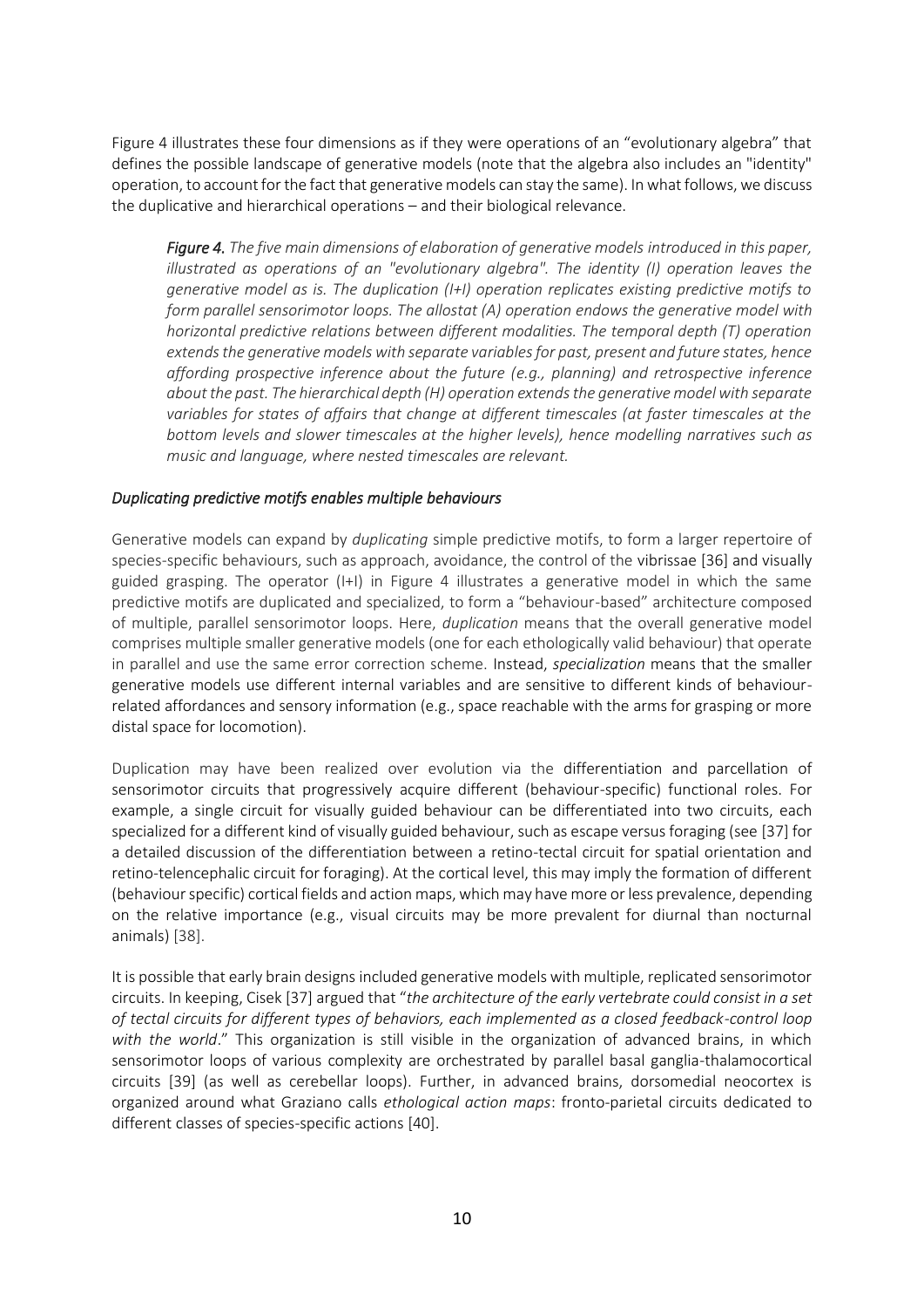Figure 4 illustrates these four dimensions as if they were operations of an "evolutionary algebra" that defines the possible landscape of generative models (note that the algebra also includes an "identity" operation, to account for the fact that generative models can stay the same). In what follows, we discuss the duplicative and hierarchical operations – and their biological relevance.

> ***Figure 4.*** *The five main dimensions of elaboration of generative models introduced in this paper, illustrated as operations of an "evolutionary algebra". The identity (I) operation leaves the generative model as is. The duplication (I+I) operation replicates existing predictive motifs to form parallel sensorimotor loops. The allostat (A) operation endows the generative model with horizontal predictive relations between different modalities. The temporal depth (T) operation extends the generative models with separate variables for past, present and future states, hence affording prospective inference about the future (e.g., planning) and retrospective inference about the past. The hierarchical depth (H) operation extends the generative model with separate variables for states of affairs that change at different timescales (at faster timescales at the bottom levels and slower timescales at the higher levels), hence modelling narratives such as music and language, where nested timescales are relevant.*

### *Duplicating predictive motifs enables multiple behaviours*

Generative models can expand by *duplicating* simple predictive motifs, to form a larger repertoire of species-specific behaviours, such as approach, avoidance, the control of the vibrissae [36] and visually guided grasping. The operator (I+I) in Figure 4 illustrates a generative model in which the same predictive motifs are duplicated and specialized, to form a "behaviour-based" architecture composed of multiple, parallel sensorimotor loops. Here, *duplication* means that the overall generative model comprises multiple smaller generative models (one for each ethologically valid behaviour) that operate in parallel and use the same error correction scheme. Instead, *specialization* means that the smaller generative models use different internal variables and are sensitive to different kinds of behaviour-related affordances and sensory information (e.g., space reachable with the arms for grasping or more distal space for locomotion).

Duplication may have been realized over evolution via the differentiation and parcellation of sensorimotor circuits that progressively acquire different (behaviour-specific) functional roles. For example, a single circuit for visually guided behaviour can be differentiated into two circuits, each specialized for a different kind of visually guided behaviour, such as escape versus foraging (see [37] for a detailed discussion of the differentiation between a retino-tectal circuit for spatial orientation and retino-telencephalic circuit for foraging). At the cortical level, this may imply the formation of different (behaviour specific) cortical fields and action maps, which may have more or less prevalence, depending on the relative importance (e.g., visual circuits may be more prevalent for diurnal than nocturnal animals) [38].

It is possible that early brain designs included generative models with multiple, replicated sensorimotor circuits. In keeping, Cisek [37] argued that "*the architecture of the early vertebrate could consist in a set of tectal circuits for different types of behaviors, each implemented as a closed feedback-control loop with the world*." This organization is still visible in the organization of advanced brains, in which sensorimotor loops of various complexity are orchestrated by parallel basal ganglia-thalamocortical circuits [39] (as well as cerebellar loops). Further, in advanced brains, dorsomedial neocortex is organized around what Graziano calls *ethological action maps*: fronto-parietal circuits dedicated to different classes of species-specific actions [40].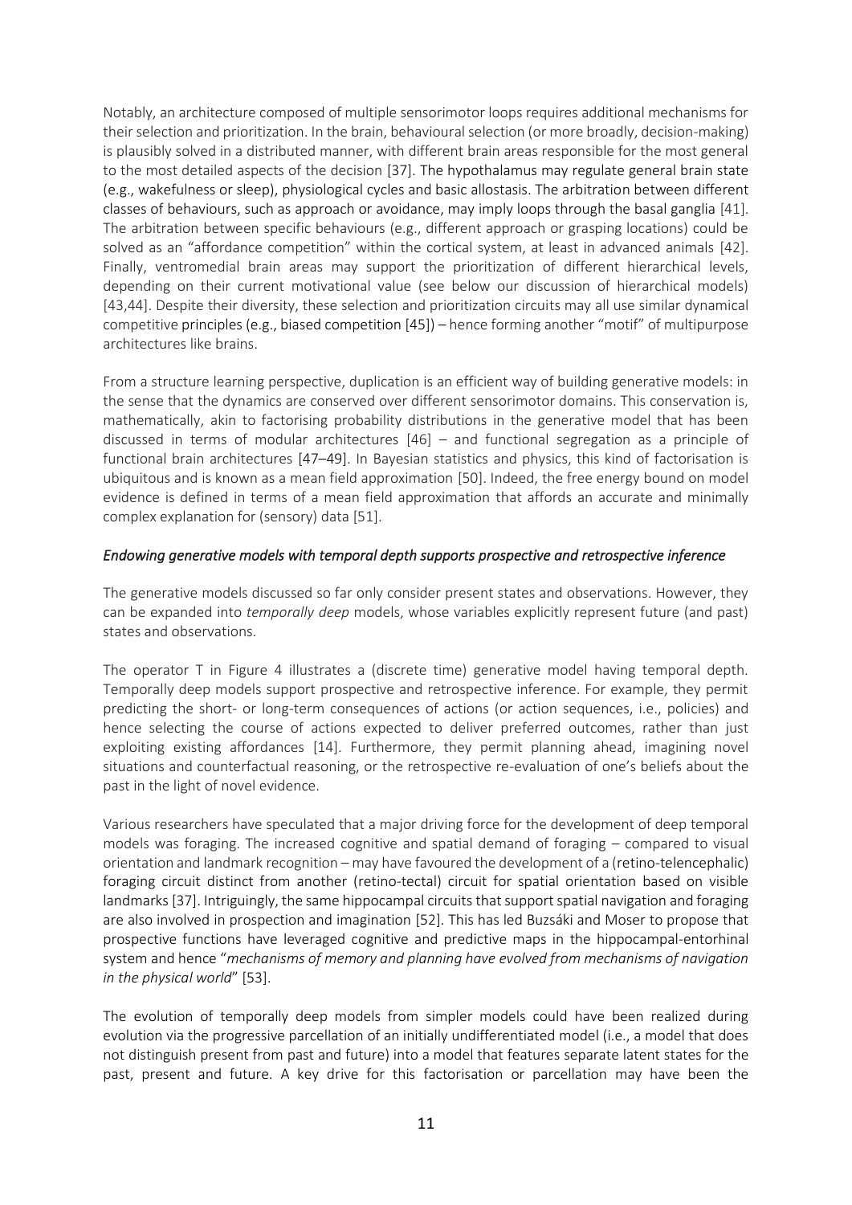Notably, an architecture composed of multiple sensorimotor loops requires additional mechanisms for their selection and prioritization. In the brain, behavioural selection (or more broadly, decision-making) is plausibly solved in a distributed manner, with different brain areas responsible for the most general to the most detailed aspects of the decision [37]. The hypothalamus may regulate general brain state (e.g., wakefulness or sleep), physiological cycles and basic allostasis. The arbitration between different classes of behaviours, such as approach or avoidance, may imply loops through the basal ganglia [41]. The arbitration between specific behaviours (e.g., different approach or grasping locations) could be solved as an "affordance competition" within the cortical system, at least in advanced animals [42]. Finally, ventromedial brain areas may support the prioritization of different hierarchical levels, depending on their current motivational value (see below our discussion of hierarchical models) [43,44]. Despite their diversity, these selection and prioritization circuits may all use similar dynamical competitive principles (e.g., biased competition [45]) – hence forming another "motif" of multipurpose architectures like brains.

From a structure learning perspective, duplication is an efficient way of building generative models: in the sense that the dynamics are conserved over different sensorimotor domains. This conservation is, mathematically, akin to factorising probability distributions in the generative model that has been discussed in terms of modular architectures [46] – and functional segregation as a principle of functional brain architectures [47–49]. In Bayesian statistics and physics, this kind of factorisation is ubiquitous and is known as a mean field approximation [50]. Indeed, the free energy bound on model evidence is defined in terms of a mean field approximation that affords an accurate and minimally complex explanation for (sensory) data [51].

### *Endowing generative models with temporal depth supports prospective and retrospective inference*

The generative models discussed so far only consider present states and observations. However, they can be expanded into *temporally deep* models, whose variables explicitly represent future (and past) states and observations.

The operator T in Figure 4 illustrates a (discrete time) generative model having temporal depth. Temporally deep models support prospective and retrospective inference. For example, they permit predicting the short- or long-term consequences of actions (or action sequences, i.e., policies) and hence selecting the course of actions expected to deliver preferred outcomes, rather than just exploiting existing affordances [14]. Furthermore, they permit planning ahead, imagining novel situations and counterfactual reasoning, or the retrospective re-evaluation of one's beliefs about the past in the light of novel evidence.

Various researchers have speculated that a major driving force for the development of deep temporal models was foraging. The increased cognitive and spatial demand of foraging – compared to visual orientation and landmark recognition – may have favoured the development of a (retino-telencephalic) foraging circuit distinct from another (retino-tectal) circuit for spatial orientation based on visible landmarks [37]. Intriguingly, the same hippocampal circuits that support spatial navigation and foraging are also involved in prospection and imagination [52]. This has led Buzsáki and Moser to propose that prospective functions have leveraged cognitive and predictive maps in the hippocampal-entorhinal system and hence "*mechanisms of memory and planning have evolved from mechanisms of navigation in the physical world*" [53].

The evolution of temporally deep models from simpler models could have been realized during evolution via the progressive parcellation of an initially undifferentiated model (i.e., a model that does not distinguish present from past and future) into a model that features separate latent states for the past, present and future. A key drive for this factorisation or parcellation may have been the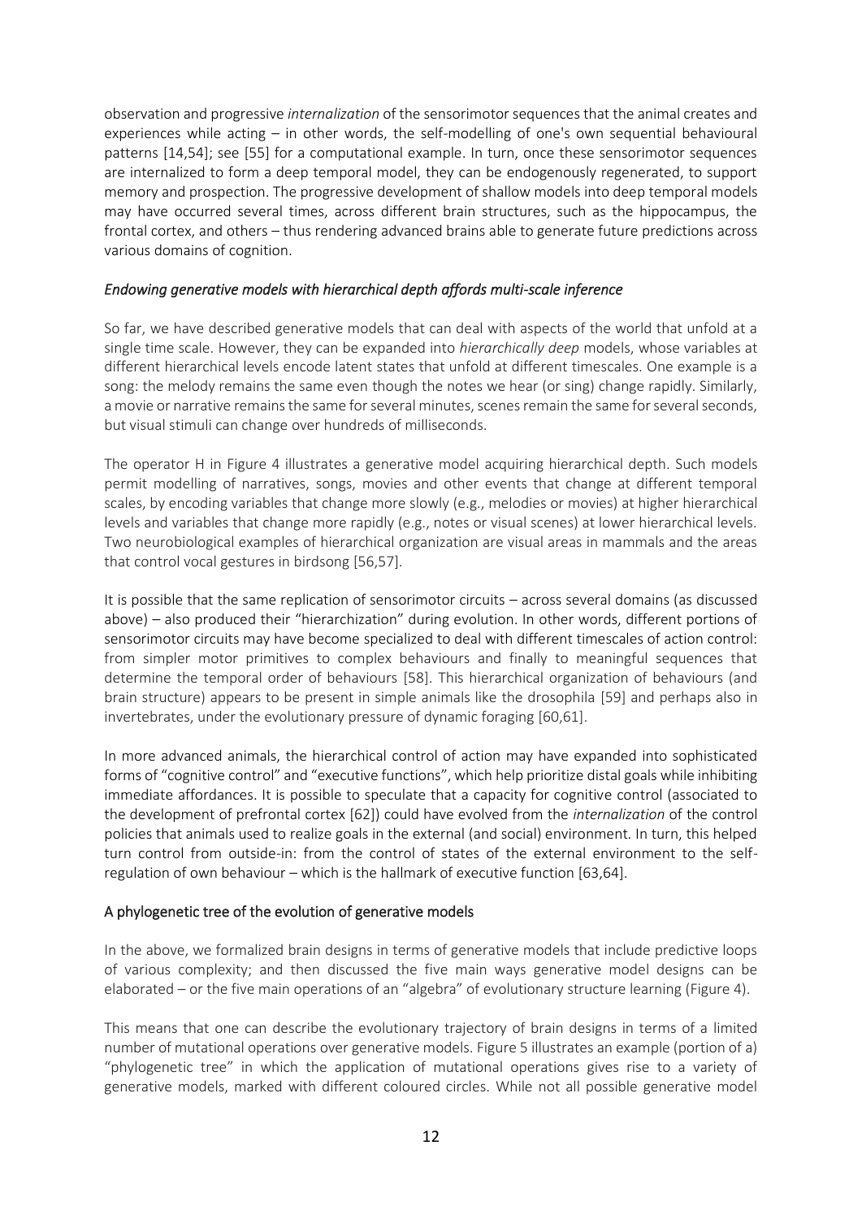observation and progressive *internalization* of the sensorimotor sequences that the animal creates and experiences while acting – in other words, the self-modelling of one's own sequential behavioural patterns [14,54]; see [55] for a computational example. In turn, once these sensorimotor sequences are internalized to form a deep temporal model, they can be endogenously regenerated, to support memory and prospection. The progressive development of shallow models into deep temporal models may have occurred several times, across different brain structures, such as the hippocampus, the frontal cortex, and others – thus rendering advanced brains able to generate future predictions across various domains of cognition.

### *Endowing generative models with hierarchical depth affords multi-scale inference*

So far, we have described generative models that can deal with aspects of the world that unfold at a single time scale. However, they can be expanded into *hierarchically deep* models, whose variables at different hierarchical levels encode latent states that unfold at different timescales. One example is a song: the melody remains the same even though the notes we hear (or sing) change rapidly. Similarly, a movie or narrative remains the same for several minutes, scenes remain the same for several seconds, but visual stimuli can change over hundreds of milliseconds.

The operator H in Figure 4 illustrates a generative model acquiring hierarchical depth. Such models permit modelling of narratives, songs, movies and other events that change at different temporal scales, by encoding variables that change more slowly (e.g., melodies or movies) at higher hierarchical levels and variables that change more rapidly (e.g., notes or visual scenes) at lower hierarchical levels. Two neurobiological examples of hierarchical organization are visual areas in mammals and the areas that control vocal gestures in birdsong [56,57].

It is possible that the same replication of sensorimotor circuits – across several domains (as discussed above) – also produced their "hierarchization" during evolution. In other words, different portions of sensorimotor circuits may have become specialized to deal with different timescales of action control: from simpler motor primitives to complex behaviours and finally to meaningful sequences that determine the temporal order of behaviours [58]. This hierarchical organization of behaviours (and brain structure) appears to be present in simple animals like the drosophila [59] and perhaps also in invertebrates, under the evolutionary pressure of dynamic foraging [60,61].

In more advanced animals, the hierarchical control of action may have expanded into sophisticated forms of "cognitive control" and "executive functions", which help prioritize distal goals while inhibiting immediate affordances. It is possible to speculate that a capacity for cognitive control (associated to the development of prefrontal cortex [62]) could have evolved from the *internalization* of the control policies that animals used to realize goals in the external (and social) environment. In turn, this helped turn control from outside-in: from the control of states of the external environment to the self-regulation of own behaviour – which is the hallmark of executive function [63,64].

## A phylogenetic tree of the evolution of generative models

In the above, we formalized brain designs in terms of generative models that include predictive loops of various complexity; and then discussed the five main ways generative model designs can be elaborated – or the five main operations of an "algebra" of evolutionary structure learning (Figure 4).

This means that one can describe the evolutionary trajectory of brain designs in terms of a limited number of mutational operations over generative models. Figure 5 illustrates an example (portion of a) "phylogenetic tree" in which the application of mutational operations gives rise to a variety of generative models, marked with different coloured circles. While not all possible generative model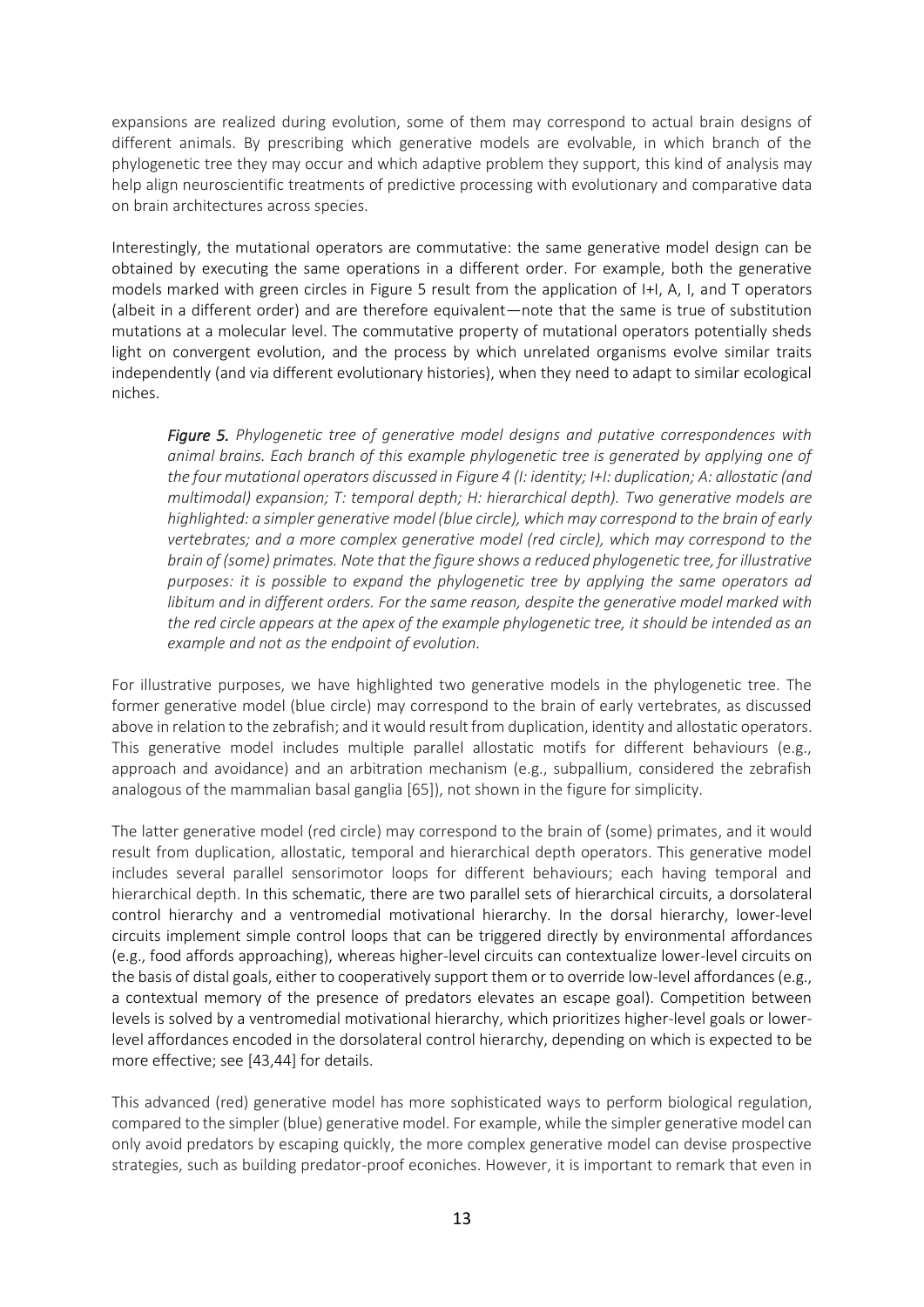expansions are realized during evolution, some of them may correspond to actual brain designs of different animals. By prescribing which generative models are evolvable, in which branch of the phylogenetic tree they may occur and which adaptive problem they support, this kind of analysis may help align neuroscientific treatments of predictive processing with evolutionary and comparative data on brain architectures across species.

Interestingly, the mutational operators are commutative: the same generative model design can be obtained by executing the same operations in a different order. For example, both the generative models marked with green circles in Figure 5 result from the application of I+I, A, I, and T operators (albeit in a different order) and are therefore equivalent—note that the same is true of substitution mutations at a molecular level. The commutative property of mutational operators potentially sheds light on convergent evolution, and the process by which unrelated organisms evolve similar traits independently (and via different evolutionary histories), when they need to adapt to similar ecological niches.

> ***Figure 5.*** *Phylogenetic tree of generative model designs and putative correspondences with animal brains. Each branch of this example phylogenetic tree is generated by applying one of the four mutational operators discussed in Figure 4 (I: identity; I+I: duplication; A: allostatic (and multimodal) expansion; T: temporal depth; H: hierarchical depth). Two generative models are highlighted: a simpler generative model (blue circle), which may correspond to the brain of early vertebrates; and a more complex generative model (red circle), which may correspond to the brain of (some) primates. Note that the figure shows a reduced phylogenetic tree, for illustrative purposes: it is possible to expand the phylogenetic tree by applying the same operators ad libitum and in different orders. For the same reason, despite the generative model marked with the red circle appears at the apex of the example phylogenetic tree, it should be intended as an example and not as the endpoint of evolution.*

For illustrative purposes, we have highlighted two generative models in the phylogenetic tree. The former generative model (blue circle) may correspond to the brain of early vertebrates, as discussed above in relation to the zebrafish; and it would result from duplication, identity and allostatic operators. This generative model includes multiple parallel allostatic motifs for different behaviours (e.g., approach and avoidance) and an arbitration mechanism (e.g., subpallium, considered the zebrafish analogous of the mammalian basal ganglia [65]), not shown in the figure for simplicity.

The latter generative model (red circle) may correspond to the brain of (some) primates, and it would result from duplication, allostatic, temporal and hierarchical depth operators. This generative model includes several parallel sensorimotor loops for different behaviours; each having temporal and hierarchical depth. In this schematic, there are two parallel sets of hierarchical circuits, a dorsolateral control hierarchy and a ventromedial motivational hierarchy. In the dorsal hierarchy, lower-level circuits implement simple control loops that can be triggered directly by environmental affordances (e.g., food affords approaching), whereas higher-level circuits can contextualize lower-level circuits on the basis of distal goals, either to cooperatively support them or to override low-level affordances (e.g., a contextual memory of the presence of predators elevates an escape goal). Competition between levels is solved by a ventromedial motivational hierarchy, which prioritizes higher-level goals or lower-level affordances encoded in the dorsolateral control hierarchy, depending on which is expected to be more effective; see [43,44] for details.

This advanced (red) generative model has more sophisticated ways to perform biological regulation, compared to the simpler (blue) generative model. For example, while the simpler generative model can only avoid predators by escaping quickly, the more complex generative model can devise prospective strategies, such as building predator-proof econiches. However, it is important to remark that even in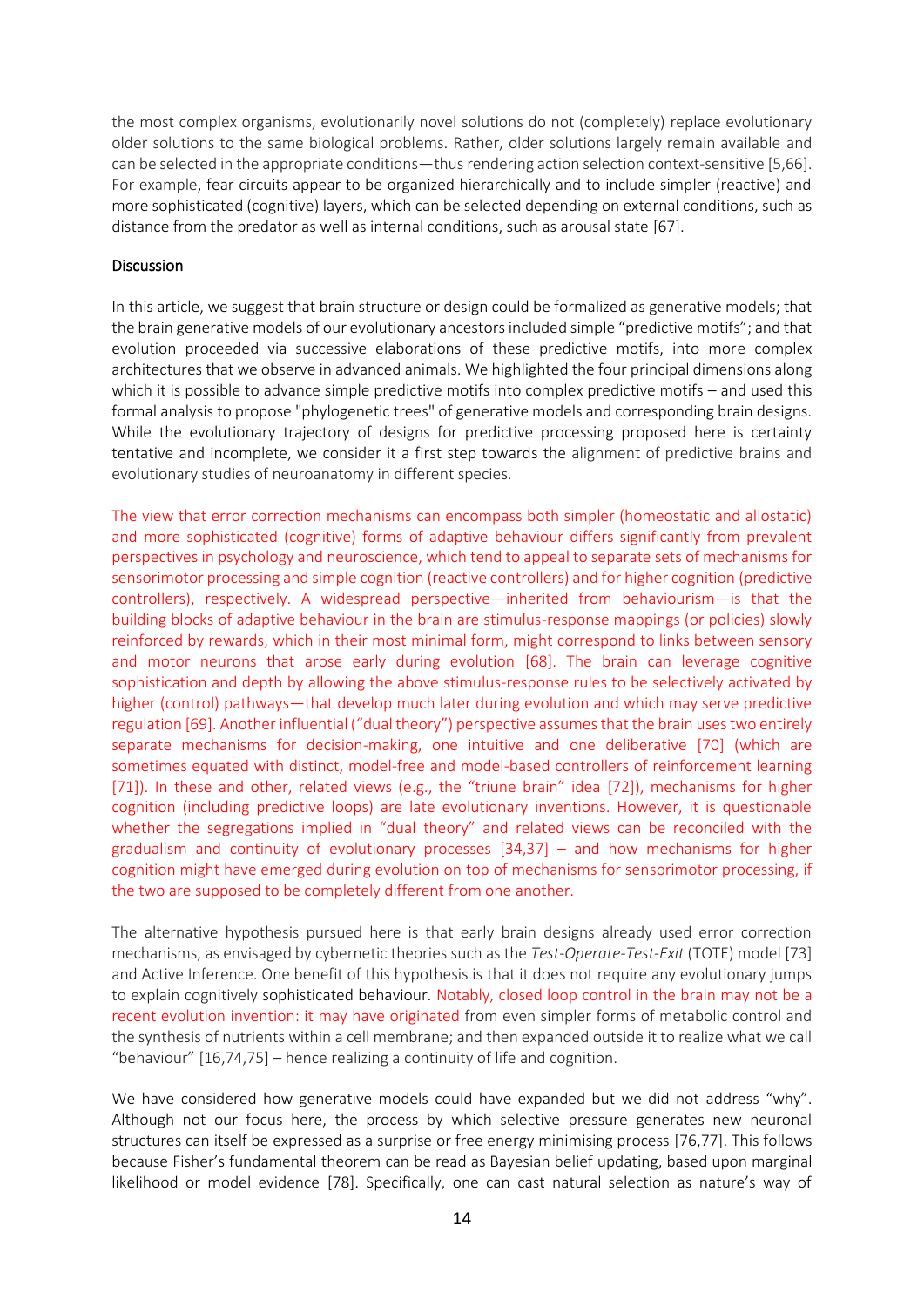the most complex organisms, evolutionarily novel solutions do not (completely) replace evolutionary older solutions to the same biological problems. Rather, older solutions largely remain available and can be selected in the appropriate conditions—thus rendering action selection context-sensitive [5,66]. For example, fear circuits appear to be organized hierarchically and to include simpler (reactive) and more sophisticated (cognitive) layers, which can be selected depending on external conditions, such as distance from the predator as well as internal conditions, such as arousal state [67].

## Discussion

In this article, we suggest that brain structure or design could be formalized as generative models; that the brain generative models of our evolutionary ancestors included simple "predictive motifs"; and that evolution proceeded via successive elaborations of these predictive motifs, into more complex architectures that we observe in advanced animals. We highlighted the four principal dimensions along which it is possible to advance simple predictive motifs into complex predictive motifs – and used this formal analysis to propose "phylogenetic trees" of generative models and corresponding brain designs. While the evolutionary trajectory of designs for predictive processing proposed here is certainty tentative and incomplete, we consider it a first step towards the alignment of predictive brains and evolutionary studies of neuroanatomy in different species.

The view that error correction mechanisms can encompass both simpler (homeostatic and allostatic) and more sophisticated (cognitive) forms of adaptive behaviour differs significantly from prevalent perspectives in psychology and neuroscience, which tend to appeal to separate sets of mechanisms for sensorimotor processing and simple cognition (reactive controllers) and for higher cognition (predictive controllers), respectively. A widespread perspective—inherited from behaviourism—is that the building blocks of adaptive behaviour in the brain are stimulus-response mappings (or policies) slowly reinforced by rewards, which in their most minimal form, might correspond to links between sensory and motor neurons that arose early during evolution [68]. The brain can leverage cognitive sophistication and depth by allowing the above stimulus-response rules to be selectively activated by higher (control) pathways—that develop much later during evolution and which may serve predictive regulation [69]. Another influential ("dual theory") perspective assumes that the brain uses two entirely separate mechanisms for decision-making, one intuitive and one deliberative [70] (which are sometimes equated with distinct, model-free and model-based controllers of reinforcement learning [71]). In these and other, related views (e.g., the "triune brain" idea [72]), mechanisms for higher cognition (including predictive loops) are late evolutionary inventions. However, it is questionable whether the segregations implied in "dual theory" and related views can be reconciled with the gradualism and continuity of evolutionary processes [34,37] – and how mechanisms for higher cognition might have emerged during evolution on top of mechanisms for sensorimotor processing, if the two are supposed to be completely different from one another.

The alternative hypothesis pursued here is that early brain designs already used error correction mechanisms, as envisaged by cybernetic theories such as the *Test-Operate-Test-Exit* (TOTE) model [73] and Active Inference. One benefit of this hypothesis is that it does not require any evolutionary jumps to explain cognitively sophisticated behaviour. Notably, closed loop control in the brain may not be a recent evolution invention: it may have originated from even simpler forms of metabolic control and the synthesis of nutrients within a cell membrane; and then expanded outside it to realize what we call "behaviour" [16,74,75] – hence realizing a continuity of life and cognition.

We have considered how generative models could have expanded but we did not address "why". Although not our focus here, the process by which selective pressure generates new neuronal structures can itself be expressed as a surprise or free energy minimising process [76,77]. This follows because Fisher's fundamental theorem can be read as Bayesian belief updating, based upon marginal likelihood or model evidence [78]. Specifically, one can cast natural selection as nature's way of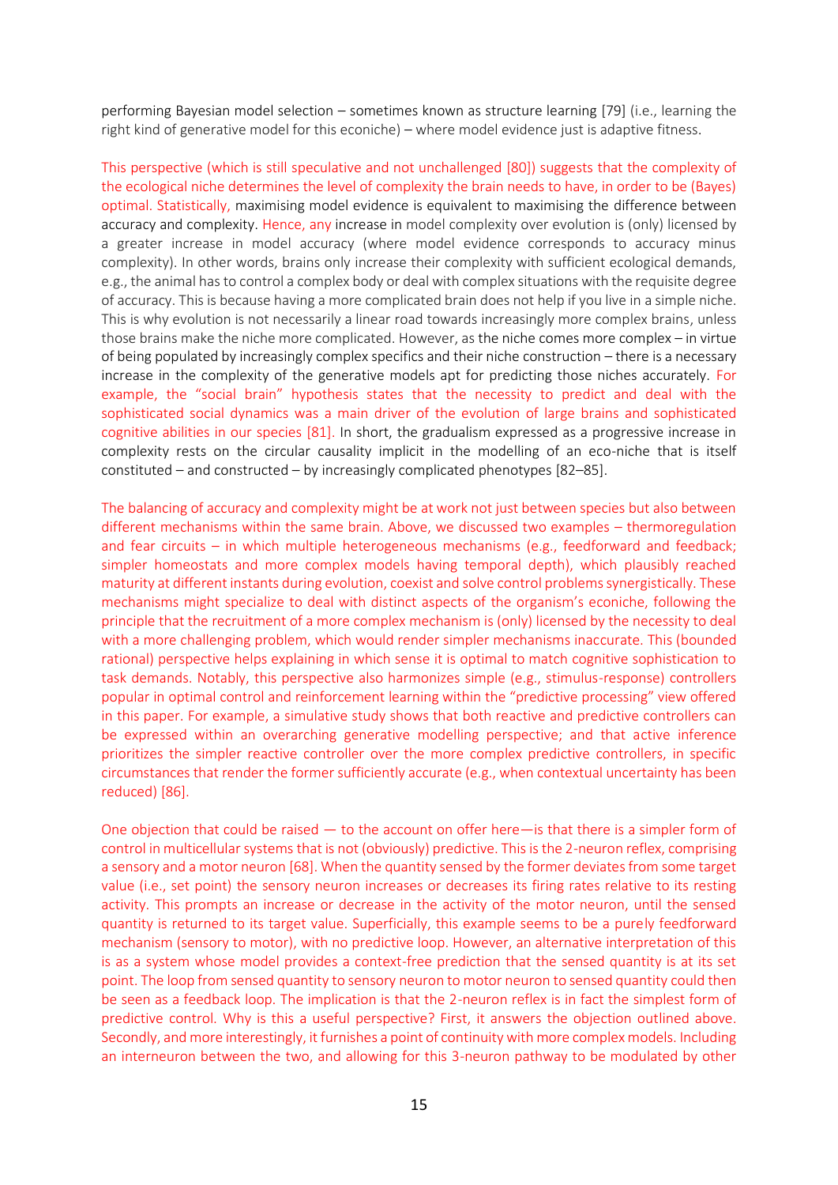performing Bayesian model selection – sometimes known as structure learning [79] (i.e., learning the right kind of generative model for this econiche) – where model evidence just is adaptive fitness.

This perspective (which is still speculative and not unchallenged [80]) suggests that the complexity of the ecological niche determines the level of complexity the brain needs to have, in order to be (Bayes) optimal. Statistically, maximising model evidence is equivalent to maximising the difference between accuracy and complexity. Hence, any increase in model complexity over evolution is (only) licensed by a greater increase in model accuracy (where model evidence corresponds to accuracy minus complexity). In other words, brains only increase their complexity with sufficient ecological demands, e.g., the animal has to control a complex body or deal with complex situations with the requisite degree of accuracy. This is because having a more complicated brain does not help if you live in a simple niche. This is why evolution is not necessarily a linear road towards increasingly more complex brains, unless those brains make the niche more complicated. However, as the niche comes more complex – in virtue of being populated by increasingly complex specifics and their niche construction – there is a necessary increase in the complexity of the generative models apt for predicting those niches accurately. For example, the "social brain" hypothesis states that the necessity to predict and deal with the sophisticated social dynamics was a main driver of the evolution of large brains and sophisticated cognitive abilities in our species [81]. In short, the gradualism expressed as a progressive increase in complexity rests on the circular causality implicit in the modelling of an eco-niche that is itself constituted – and constructed – by increasingly complicated phenotypes [82–85].

The balancing of accuracy and complexity might be at work not just between species but also between different mechanisms within the same brain. Above, we discussed two examples – thermoregulation and fear circuits – in which multiple heterogeneous mechanisms (e.g., feedforward and feedback; simpler homeostats and more complex models having temporal depth), which plausibly reached maturity at different instants during evolution, coexist and solve control problems synergistically. These mechanisms might specialize to deal with distinct aspects of the organism's econiche, following the principle that the recruitment of a more complex mechanism is (only) licensed by the necessity to deal with a more challenging problem, which would render simpler mechanisms inaccurate. This (bounded rational) perspective helps explaining in which sense it is optimal to match cognitive sophistication to task demands. Notably, this perspective also harmonizes simple (e.g., stimulus-response) controllers popular in optimal control and reinforcement learning within the "predictive processing" view offered in this paper. For example, a simulative study shows that both reactive and predictive controllers can be expressed within an overarching generative modelling perspective; and that active inference prioritizes the simpler reactive controller over the more complex predictive controllers, in specific circumstances that render the former sufficiently accurate (e.g., when contextual uncertainty has been reduced) [86].

One objection that could be raised — to the account on offer here—is that there is a simpler form of control in multicellular systems that is not (obviously) predictive. This is the 2-neuron reflex, comprising a sensory and a motor neuron [68]. When the quantity sensed by the former deviates from some target value (i.e., set point) the sensory neuron increases or decreases its firing rates relative to its resting activity. This prompts an increase or decrease in the activity of the motor neuron, until the sensed quantity is returned to its target value. Superficially, this example seems to be a purely feedforward mechanism (sensory to motor), with no predictive loop. However, an alternative interpretation of this is as a system whose model provides a context-free prediction that the sensed quantity is at its set point. The loop from sensed quantity to sensory neuron to motor neuron to sensed quantity could then be seen as a feedback loop. The implication is that the 2-neuron reflex is in fact the simplest form of predictive control. Why is this a useful perspective? First, it answers the objection outlined above. Secondly, and more interestingly, it furnishes a point of continuity with more complex models. Including an interneuron between the two, and allowing for this 3-neuron pathway to be modulated by other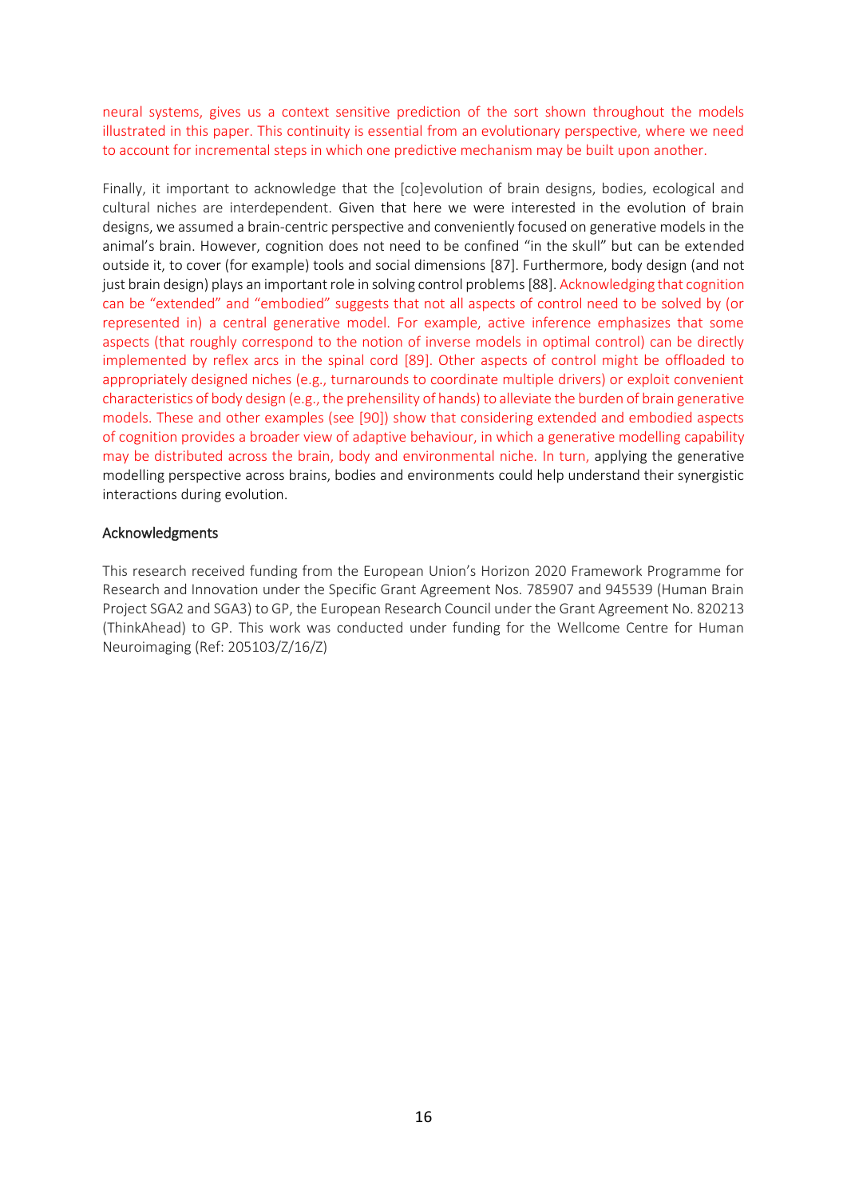neural systems, gives us a context sensitive prediction of the sort shown throughout the models illustrated in this paper. This continuity is essential from an evolutionary perspective, where we need to account for incremental steps in which one predictive mechanism may be built upon another.

Finally, it important to acknowledge that the [co]evolution of brain designs, bodies, ecological and cultural niches are interdependent. Given that here we were interested in the evolution of brain designs, we assumed a brain-centric perspective and conveniently focused on generative models in the animal's brain. However, cognition does not need to be confined "in the skull" but can be extended outside it, to cover (for example) tools and social dimensions [87]. Furthermore, body design (and not just brain design) plays an important role in solving control problems [88]. Acknowledging that cognition can be "extended" and "embodied" suggests that not all aspects of control need to be solved by (or represented in) a central generative model. For example, active inference emphasizes that some aspects (that roughly correspond to the notion of inverse models in optimal control) can be directly implemented by reflex arcs in the spinal cord [89]. Other aspects of control might be offloaded to appropriately designed niches (e.g., turnarounds to coordinate multiple drivers) or exploit convenient characteristics of body design (e.g., the prehensility of hands) to alleviate the burden of brain generative models. These and other examples (see [90]) show that considering extended and embodied aspects of cognition provides a broader view of adaptive behaviour, in which a generative modelling capability may be distributed across the brain, body and environmental niche. In turn, applying the generative modelling perspective across brains, bodies and environments could help understand their synergistic interactions during evolution.

## Acknowledgments

This research received funding from the European Union's Horizon 2020 Framework Programme for Research and Innovation under the Specific Grant Agreement Nos. 785907 and 945539 (Human Brain Project SGA2 and SGA3) to GP, the European Research Council under the Grant Agreement No. 820213 (ThinkAhead) to GP. This work was conducted under funding for the Wellcome Centre for Human Neuroimaging (Ref: 205103/Z/16/Z)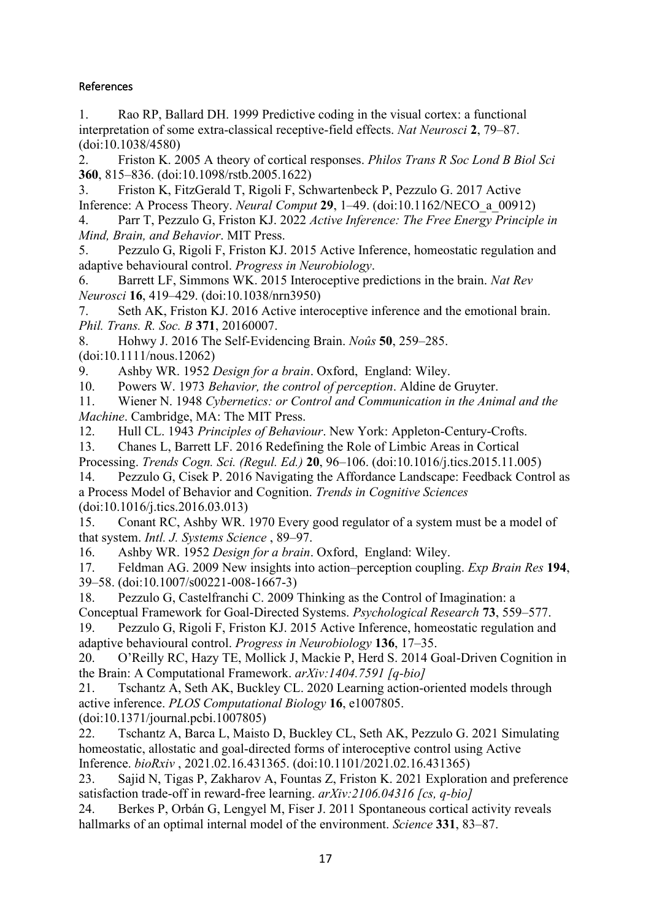References

1. Rao RP, Ballard DH. 1999 Predictive coding in the visual cortex: a functional interpretation of some extra-classical receptive-field effects. *Nat Neurosci* **2**, 79–87. (doi:10.1038/4580)
2. Friston K. 2005 A theory of cortical responses. *Philos Trans R Soc Lond B Biol Sci* **360**, 815–836. (doi:10.1098/rstb.2005.1622)
3. Friston K, FitzGerald T, Rigoli F, Schwartenbeck P, Pezzulo G. 2017 Active Inference: A Process Theory. *Neural Comput* **29**, 1–49. (doi:10.1162/NECO_a_00912)
4. Parr T, Pezzulo G, Friston KJ. 2022 *Active Inference: The Free Energy Principle in Mind, Brain, and Behavior*. MIT Press.
5. Pezzulo G, Rigoli F, Friston KJ. 2015 Active Inference, homeostatic regulation and adaptive behavioural control. *Progress in Neurobiology*.
6. Barrett LF, Simmons WK. 2015 Interoceptive predictions in the brain. *Nat Rev Neurosci* **16**, 419–429. (doi:10.1038/nrn3950)
7. Seth AK, Friston KJ. 2016 Active interoceptive inference and the emotional brain. *Phil. Trans. R. Soc. B* **371**, 20160007.
8. Hohwy J. 2016 The Self-Evidencing Brain. *Noûs* **50**, 259–285. (doi:10.1111/nous.12062)
9. Ashby WR. 1952 *Design for a brain*. Oxford, England: Wiley.
10. Powers W. 1973 *Behavior, the control of perception*. Aldine de Gruyter.
11. Wiener N. 1948 *Cybernetics: or Control and Communication in the Animal and the Machine*. Cambridge, MA: The MIT Press.
12. Hull CL. 1943 *Principles of Behaviour*. New York: Appleton-Century-Crofts.
13. Chanes L, Barrett LF. 2016 Redefining the Role of Limbic Areas in Cortical Processing. *Trends Cogn. Sci. (Regul. Ed.)* **20**, 96–106. (doi:10.1016/j.tics.2015.11.005)
14. Pezzulo G, Cisek P. 2016 Navigating the Affordance Landscape: Feedback Control as a Process Model of Behavior and Cognition. *Trends in Cognitive Sciences* (doi:10.1016/j.tics.2016.03.013)
15. Conant RC, Ashby WR. 1970 Every good regulator of a system must be a model of that system. *Intl. J. Systems Science* , 89–97.
16. Ashby WR. 1952 *Design for a brain*. Oxford, England: Wiley.
17. Feldman AG. 2009 New insights into action–perception coupling. *Exp Brain Res* **194**, 39–58. (doi:10.1007/s00221-008-1667-3)
18. Pezzulo G, Castelfranchi C. 2009 Thinking as the Control of Imagination: a Conceptual Framework for Goal-Directed Systems. *Psychological Research* **73**, 559–577.
19. Pezzulo G, Rigoli F, Friston KJ. 2015 Active Inference, homeostatic regulation and adaptive behavioural control. *Progress in Neurobiology* **136**, 17–35.
20. O'Reilly RC, Hazy TE, Mollick J, Mackie P, Herd S. 2014 Goal-Driven Cognition in the Brain: A Computational Framework. *arXiv:1404.7591 [q-bio]*
21. Tschantz A, Seth AK, Buckley CL. 2020 Learning action-oriented models through active inference. *PLOS Computational Biology* **16**, e1007805. (doi:10.1371/journal.pcbi.1007805)
22. Tschantz A, Barca L, Maisto D, Buckley CL, Seth AK, Pezzulo G. 2021 Simulating homeostatic, allostatic and goal-directed forms of interoceptive control using Active Inference. *bioRxiv* , 2021.02.16.431365. (doi:10.1101/2021.02.16.431365)
23. Sajid N, Tigas P, Zakharov A, Fountas Z, Friston K. 2021 Exploration and preference satisfaction trade-off in reward-free learning. *arXiv:2106.04316 [cs, q-bio]*
24. Berkes P, Orbán G, Lengyel M, Fiser J. 2011 Spontaneous cortical activity reveals hallmarks of an optimal internal model of the environment. *Science* **331**, 83–87.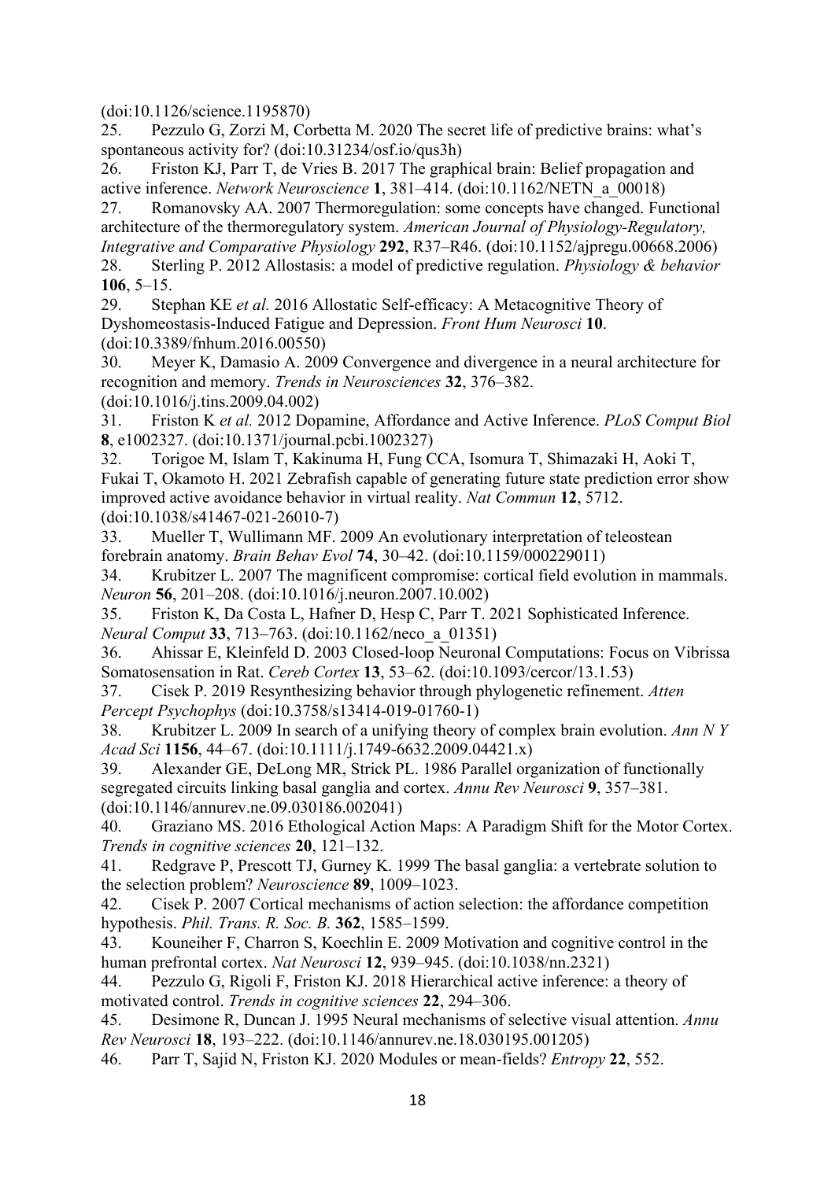(doi:10.1126/science.1195870)

25. Pezzulo G, Zorzi M, Corbetta M. 2020 The secret life of predictive brains: what's spontaneous activity for? (doi:10.31234/osf.io/qus3h)

26. Friston KJ, Parr T, de Vries B. 2017 The graphical brain: Belief propagation and active inference. *Network Neuroscience* **1**, 381–414. (doi:10.1162/NETN_a_00018)

27. Romanovsky AA. 2007 Thermoregulation: some concepts have changed. Functional architecture of the thermoregulatory system. *American Journal of Physiology-Regulatory, Integrative and Comparative Physiology* **292**, R37–R46. (doi:10.1152/ajpregu.00668.2006)

28. Sterling P. 2012 Allostasis: a model of predictive regulation. *Physiology & behavior* **106**, 5–15.

29. Stephan KE *et al.* 2016 Allostatic Self-efficacy: A Metacognitive Theory of Dyshomeostasis-Induced Fatigue and Depression. *Front Hum Neurosci* **10**. (doi:10.3389/fnhum.2016.00550)

30. Meyer K, Damasio A. 2009 Convergence and divergence in a neural architecture for recognition and memory. *Trends in Neurosciences* **32**, 376–382. (doi:10.1016/j.tins.2009.04.002)

31. Friston K *et al.* 2012 Dopamine, Affordance and Active Inference. *PLoS Comput Biol* **8**, e1002327. (doi:10.1371/journal.pcbi.1002327)

32. Torigoe M, Islam T, Kakinuma H, Fung CCA, Isomura T, Shimazaki H, Aoki T, Fukai T, Okamoto H. 2021 Zebrafish capable of generating future state prediction error show improved active avoidance behavior in virtual reality. *Nat Commun* **12**, 5712. (doi:10.1038/s41467-021-26010-7)

33. Mueller T, Wullimann MF. 2009 An evolutionary interpretation of teleostean forebrain anatomy. *Brain Behav Evol* **74**, 30–42. (doi:10.1159/000229011)

34. Krubitzer L. 2007 The magnificent compromise: cortical field evolution in mammals. *Neuron* **56**, 201–208. (doi:10.1016/j.neuron.2007.10.002)

35. Friston K, Da Costa L, Hafner D, Hesp C, Parr T. 2021 Sophisticated Inference. *Neural Comput* **33**, 713–763. (doi:10.1162/neco_a_01351)

36. Ahissar E, Kleinfeld D. 2003 Closed-loop Neuronal Computations: Focus on Vibrissa Somatosensation in Rat. *Cereb Cortex* **13**, 53–62. (doi:10.1093/cercor/13.1.53)

37. Cisek P. 2019 Resynthesizing behavior through phylogenetic refinement. *Atten Percept Psychophys* (doi:10.3758/s13414-019-01760-1)

38. Krubitzer L. 2009 In search of a unifying theory of complex brain evolution. *Ann N Y Acad Sci* **1156**, 44–67. (doi:10.1111/j.1749-6632.2009.04421.x)

39. Alexander GE, DeLong MR, Strick PL. 1986 Parallel organization of functionally segregated circuits linking basal ganglia and cortex. *Annu Rev Neurosci* **9**, 357–381. (doi:10.1146/annurev.ne.09.030186.002041)

40. Graziano MS. 2016 Ethological Action Maps: A Paradigm Shift for the Motor Cortex. *Trends in cognitive sciences* **20**, 121–132.

41. Redgrave P, Prescott TJ, Gurney K. 1999 The basal ganglia: a vertebrate solution to the selection problem? *Neuroscience* **89**, 1009–1023.

42. Cisek P. 2007 Cortical mechanisms of action selection: the affordance competition hypothesis. *Phil. Trans. R. Soc. B.* **362**, 1585–1599.

43. Kouneiher F, Charron S, Koechlin E. 2009 Motivation and cognitive control in the human prefrontal cortex. *Nat Neurosci* **12**, 939–945. (doi:10.1038/nn.2321)

44. Pezzulo G, Rigoli F, Friston KJ. 2018 Hierarchical active inference: a theory of motivated control. *Trends in cognitive sciences* **22**, 294–306.

45. Desimone R, Duncan J. 1995 Neural mechanisms of selective visual attention. *Annu Rev Neurosci* **18**, 193–222. (doi:10.1146/annurev.ne.18.030195.001205)

46. Parr T, Sajid N, Friston KJ. 2020 Modules or mean-fields? *Entropy* **22**, 552.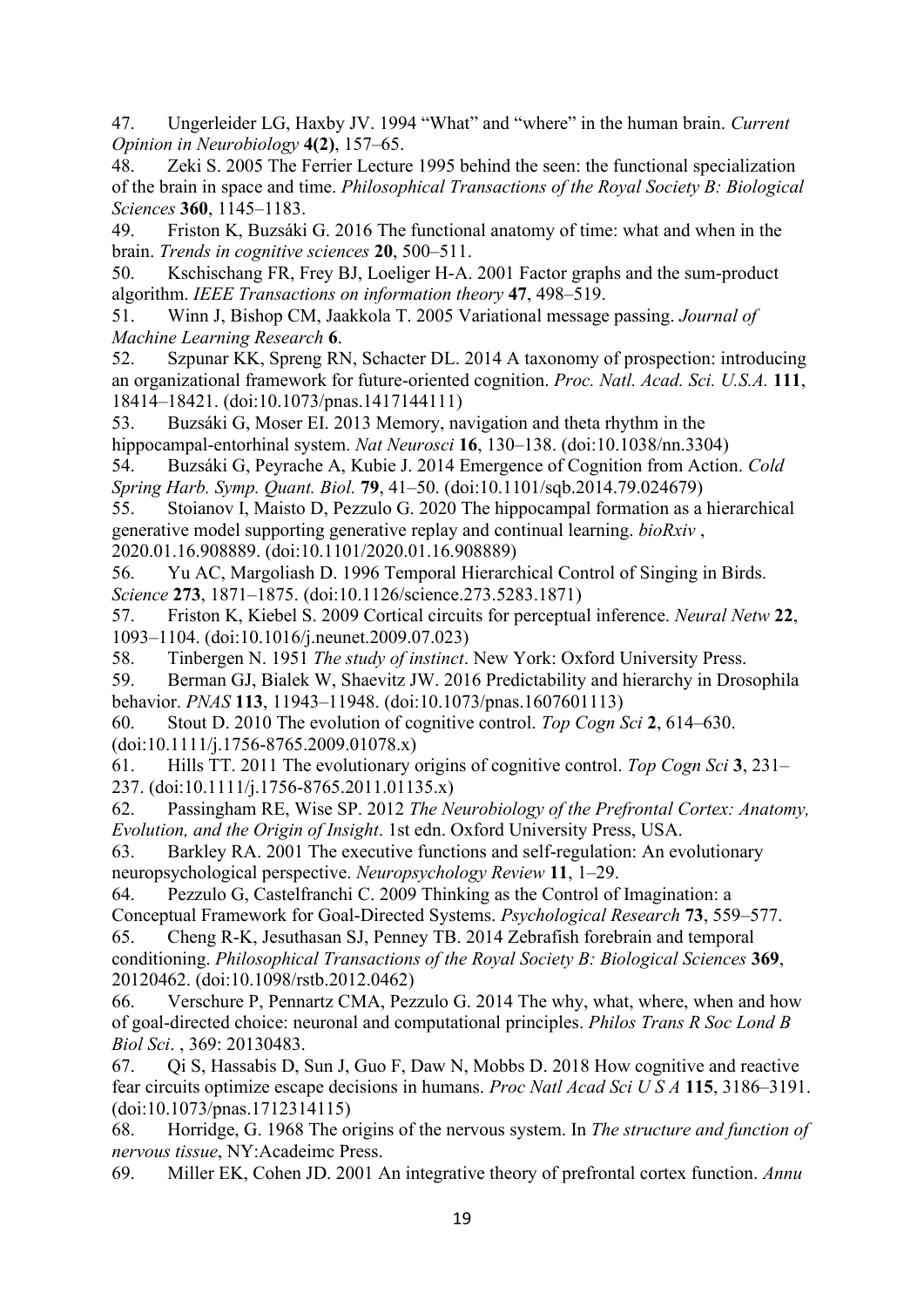47. Ungerleider LG, Haxby JV. 1994 "What" and "where" in the human brain. *Current Opinion in Neurobiology* **4(2)**, 157–65.

48. Zeki S. 2005 The Ferrier Lecture 1995 behind the seen: the functional specialization of the brain in space and time. *Philosophical Transactions of the Royal Society B: Biological Sciences* **360**, 1145–1183.

49. Friston K, Buzsáki G. 2016 The functional anatomy of time: what and when in the brain. *Trends in cognitive sciences* **20**, 500–511.

50. Kschischang FR, Frey BJ, Loeliger H-A. 2001 Factor graphs and the sum-product algorithm. *IEEE Transactions on information theory* **47**, 498–519.

51. Winn J, Bishop CM, Jaakkola T. 2005 Variational message passing. *Journal of Machine Learning Research* **6**.

52. Szpunar KK, Spreng RN, Schacter DL. 2014 A taxonomy of prospection: introducing an organizational framework for future-oriented cognition. *Proc. Natl. Acad. Sci. U.S.A.* **111**, 18414–18421. (doi:10.1073/pnas.1417144111)

53. Buzsáki G, Moser EI. 2013 Memory, navigation and theta rhythm in the hippocampal-entorhinal system. *Nat Neurosci* **16**, 130–138. (doi:10.1038/nn.3304)

54. Buzsáki G, Peyrache A, Kubie J. 2014 Emergence of Cognition from Action. *Cold Spring Harb. Symp. Quant. Biol.* **79**, 41–50. (doi:10.1101/sqb.2014.79.024679)

55. Stoianov I, Maisto D, Pezzulo G. 2020 The hippocampal formation as a hierarchical generative model supporting generative replay and continual learning. *bioRxiv* , 2020.01.16.908889. (doi:10.1101/2020.01.16.908889)

56. Yu AC, Margoliash D. 1996 Temporal Hierarchical Control of Singing in Birds. *Science* **273**, 1871–1875. (doi:10.1126/science.273.5283.1871)

57. Friston K, Kiebel S. 2009 Cortical circuits for perceptual inference. *Neural Netw* **22**, 1093–1104. (doi:10.1016/j.neunet.2009.07.023)

58. Tinbergen N. 1951 *The study of instinct*. New York: Oxford University Press.

59. Berman GJ, Bialek W, Shaevitz JW. 2016 Predictability and hierarchy in Drosophila behavior. *PNAS* **113**, 11943–11948. (doi:10.1073/pnas.1607601113)

60. Stout D. 2010 The evolution of cognitive control. *Top Cogn Sci* **2**, 614–630. (doi:10.1111/j.1756-8765.2009.01078.x)

61. Hills TT. 2011 The evolutionary origins of cognitive control. *Top Cogn Sci* **3**, 231–237. (doi:10.1111/j.1756-8765.2011.01135.x)

62. Passingham RE, Wise SP. 2012 *The Neurobiology of the Prefrontal Cortex: Anatomy, Evolution, and the Origin of Insight*. 1st edn. Oxford University Press, USA.

63. Barkley RA. 2001 The executive functions and self-regulation: An evolutionary neuropsychological perspective. *Neuropsychology Review* **11**, 1–29.

64. Pezzulo G, Castelfranchi C. 2009 Thinking as the Control of Imagination: a Conceptual Framework for Goal-Directed Systems. *Psychological Research* **73**, 559–577.

65. Cheng R-K, Jesuthasan SJ, Penney TB. 2014 Zebrafish forebrain and temporal conditioning. *Philosophical Transactions of the Royal Society B: Biological Sciences* **369**, 20120462. (doi:10.1098/rstb.2012.0462)

66. Verschure P, Pennartz CMA, Pezzulo G. 2014 The why, what, where, when and how of goal-directed choice: neuronal and computational principles. *Philos Trans R Soc Lond B Biol Sci.* , 369: 20130483.

67. Qi S, Hassabis D, Sun J, Guo F, Daw N, Mobbs D. 2018 How cognitive and reactive fear circuits optimize escape decisions in humans. *Proc Natl Acad Sci U S A* **115**, 3186–3191. (doi:10.1073/pnas.1712314115)

68. Horridge, G. 1968 The origins of the nervous system. In *The structure and function of nervous tissue*, NY:Acadeimc Press.

69. Miller EK, Cohen JD. 2001 An integrative theory of prefrontal cortex function. *Annu*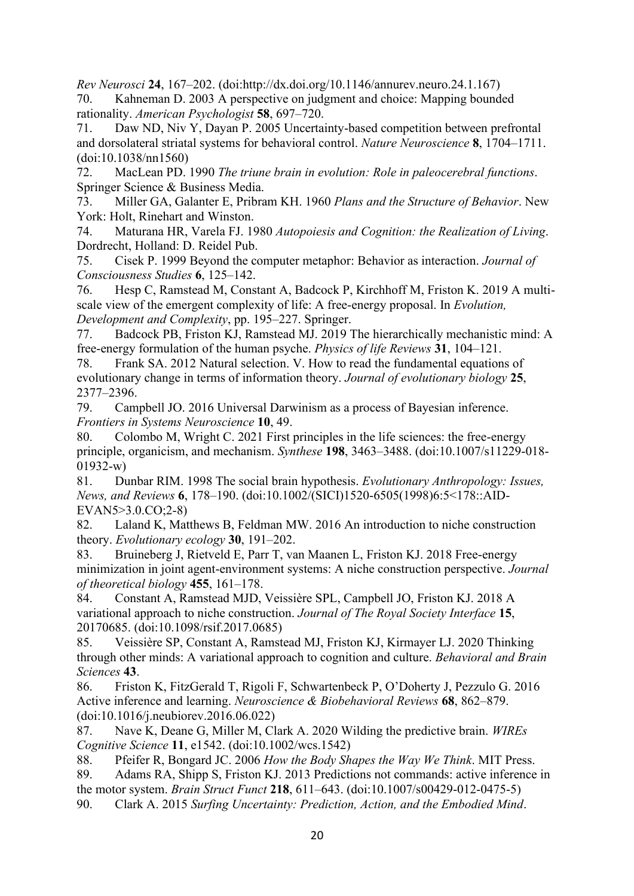*Rev Neurosci* **24**, 167–202. (doi:http://dx.doi.org/10.1146/annurev.neuro.24.1.167)

70. Kahneman D. 2003 A perspective on judgment and choice: Mapping bounded rationality. *American Psychologist* **58**, 697–720.

71. Daw ND, Niv Y, Dayan P. 2005 Uncertainty-based competition between prefrontal and dorsolateral striatal systems for behavioral control. *Nature Neuroscience* **8**, 1704–1711. (doi:10.1038/nn1560)

72. MacLean PD. 1990 *The triune brain in evolution: Role in paleocerebral functions*. Springer Science & Business Media.

73. Miller GA, Galanter E, Pribram KH. 1960 *Plans and the Structure of Behavior*. New York: Holt, Rinehart and Winston.

74. Maturana HR, Varela FJ. 1980 *Autopoiesis and Cognition: the Realization of Living*. Dordrecht, Holland: D. Reidel Pub.

75. Cisek P. 1999 Beyond the computer metaphor: Behavior as interaction. *Journal of Consciousness Studies* **6**, 125–142.

76. Hesp C, Ramstead M, Constant A, Badcock P, Kirchhoff M, Friston K. 2019 A multi-scale view of the emergent complexity of life: A free-energy proposal. In *Evolution, Development and Complexity*, pp. 195–227. Springer.

77. Badcock PB, Friston KJ, Ramstead MJ. 2019 The hierarchically mechanistic mind: A free-energy formulation of the human psyche. *Physics of life Reviews* **31**, 104–121.

78. Frank SA. 2012 Natural selection. V. How to read the fundamental equations of evolutionary change in terms of information theory. *Journal of evolutionary biology* **25**, 2377–2396.

79. Campbell JO. 2016 Universal Darwinism as a process of Bayesian inference. *Frontiers in Systems Neuroscience* **10**, 49.

80. Colombo M, Wright C. 2021 First principles in the life sciences: the free-energy principle, organicism, and mechanism. *Synthese* **198**, 3463–3488. (doi:10.1007/s11229-018-01932-w)

81. Dunbar RIM. 1998 The social brain hypothesis. *Evolutionary Anthropology: Issues, News, and Reviews* **6**, 178–190. (doi:10.1002/(SICI)1520-6505(1998)6:5<178::AID-EVAN5>3.0.CO;2-8)

82. Laland K, Matthews B, Feldman MW. 2016 An introduction to niche construction theory. *Evolutionary ecology* **30**, 191–202.

83. Bruineberg J, Rietveld E, Parr T, van Maanen L, Friston KJ. 2018 Free-energy minimization in joint agent-environment systems: A niche construction perspective. *Journal of theoretical biology* **455**, 161–178.

84. Constant A, Ramstead MJD, Veissière SPL, Campbell JO, Friston KJ. 2018 A variational approach to niche construction. *Journal of The Royal Society Interface* **15**, 20170685. (doi:10.1098/rsif.2017.0685)

85. Veissière SP, Constant A, Ramstead MJ, Friston KJ, Kirmayer LJ. 2020 Thinking through other minds: A variational approach to cognition and culture. *Behavioral and Brain Sciences* **43**.

86. Friston K, FitzGerald T, Rigoli F, Schwartenbeck P, O'Doherty J, Pezzulo G. 2016 Active inference and learning. *Neuroscience & Biobehavioral Reviews* **68**, 862–879. (doi:10.1016/j.neubiorev.2016.06.022)

87. Nave K, Deane G, Miller M, Clark A. 2020 Wilding the predictive brain. *WIREs Cognitive Science* **11**, e1542. (doi:10.1002/wcs.1542)

88. Pfeifer R, Bongard JC. 2006 *How the Body Shapes the Way We Think*. MIT Press.

89. Adams RA, Shipp S, Friston KJ. 2013 Predictions not commands: active inference in the motor system. *Brain Struct Funct* **218**, 611–643. (doi:10.1007/s00429-012-0475-5)

90. Clark A. 2015 *Surfing Uncertainty: Prediction, Action, and the Embodied Mind*.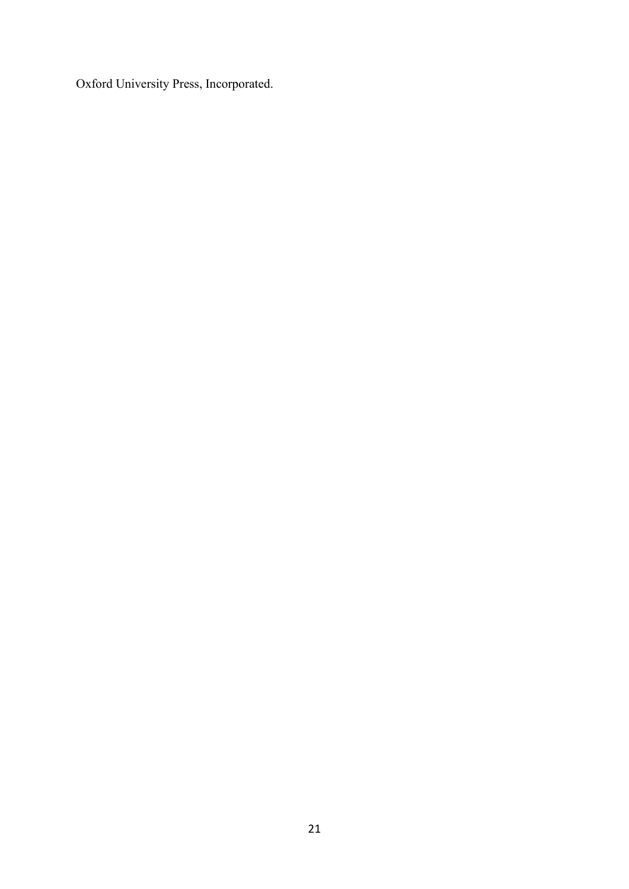Oxford University Press, Incorporated.